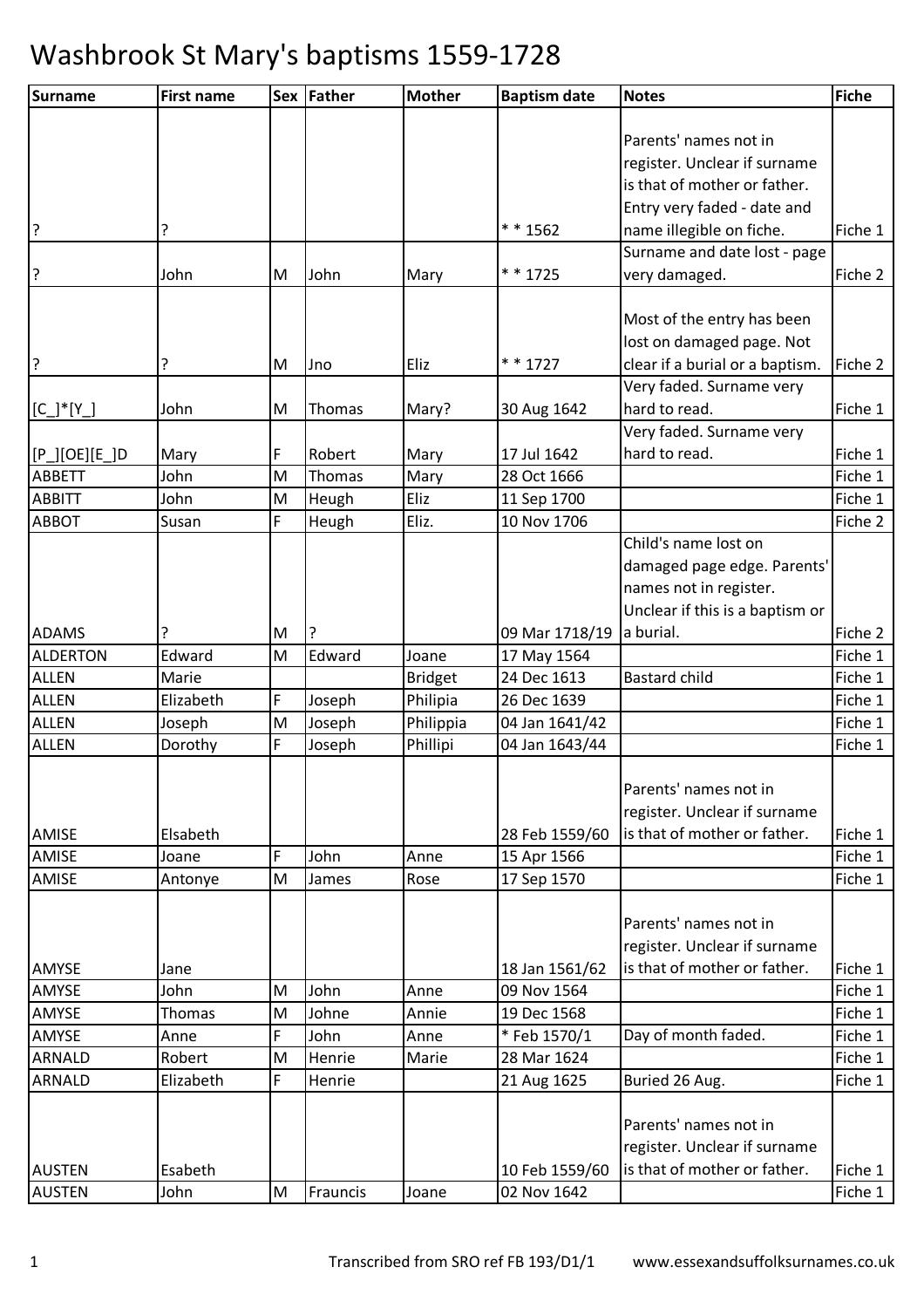# Washbrook St Mary's baptisms 1559-1728

| Surname | First name | Sex | Father | Mother | Baptism date | Notes | Fiche |
|---|---|---|---|---|---|---|---|
| ? | ? | | | | * * 1562 | Parents' names not in register. Unclear if surname is that of mother or father. Entry very faded - date and name illegible on fiche. | Fiche 1 |
| ? | John | M | John | Mary | * * 1725 | Surname and date lost - page very damaged. | Fiche 2 |
| ? | ? | M | Jno | Eliz | * * 1727 | Most of the entry has been lost on damaged page. Not clear if a burial or a baptism. | Fiche 2 |
| [C_]*[Y_] | John | M | Thomas | Mary? | 30 Aug 1642 | Very faded. Surname very hard to read. | Fiche 1 |
| [P_][OE][E_]D | Mary | F | Robert | Mary | 17 Jul 1642 | Very faded. Surname very hard to read. | Fiche 1 |
| ABBETT | John | M | Thomas | Mary | 28 Oct 1666 | | Fiche 1 |
| ABBITT | John | M | Heugh | Eliz | 11 Sep 1700 | | Fiche 1 |
| ABBOT | Susan | F | Heugh | Eliz. | 10 Nov 1706 | | Fiche 2 |
| ADAMS | ? | M | ? | | 09 Mar 1718/19 | Child's name lost on damaged page edge. Parents' names not in register. Unclear if this is a baptism or a burial. | Fiche 2 |
| ALDERTON | Edward | M | Edward | Joane | 17 May 1564 | | Fiche 1 |
| ALLEN | Marie | | | Bridget | 24 Dec 1613 | Bastard child | Fiche 1 |
| ALLEN | Elizabeth | F | Joseph | Philipia | 26 Dec 1639 | | Fiche 1 |
| ALLEN | Joseph | M | Joseph | Philippia | 04 Jan 1641/42 | | Fiche 1 |
| ALLEN | Dorothy | F | Joseph | Phillipi | 04 Jan 1643/44 | | Fiche 1 |
| AMISE | Elsabeth | | | | 28 Feb 1559/60 | Parents' names not in register. Unclear if surname is that of mother or father. | Fiche 1 |
| AMISE | Joane | F | John | Anne | 15 Apr 1566 | | Fiche 1 |
| AMISE | Antonye | M | James | Rose | 17 Sep 1570 | | Fiche 1 |
| AMYSE | Jane | | | | 18 Jan 1561/62 | Parents' names not in register. Unclear if surname is that of mother or father. | Fiche 1 |
| AMYSE | John | M | John | Anne | 09 Nov 1564 | | Fiche 1 |
| AMYSE | Thomas | M | Johne | Annie | 19 Dec 1568 | | Fiche 1 |
| AMYSE | Anne | F | John | Anne | * Feb 1570/1 | Day of month faded. | Fiche 1 |
| ARNALD | Robert | M | Henrie | Marie | 28 Mar 1624 | | Fiche 1 |
| ARNALD | Elizabeth | F | Henrie | | 21 Aug 1625 | Buried 26 Aug. | Fiche 1 |
| AUSTEN | Esabeth | | | | 10 Feb 1559/60 | Parents' names not in register. Unclear if surname is that of mother or father. | Fiche 1 |
| AUSTEN | John | M | Frauncis | Joane | 02 Nov 1642 | | Fiche 1 |

Transcribed from SRO ref FB 193/D1/1 www.essexandsuffolksurnames.co.uk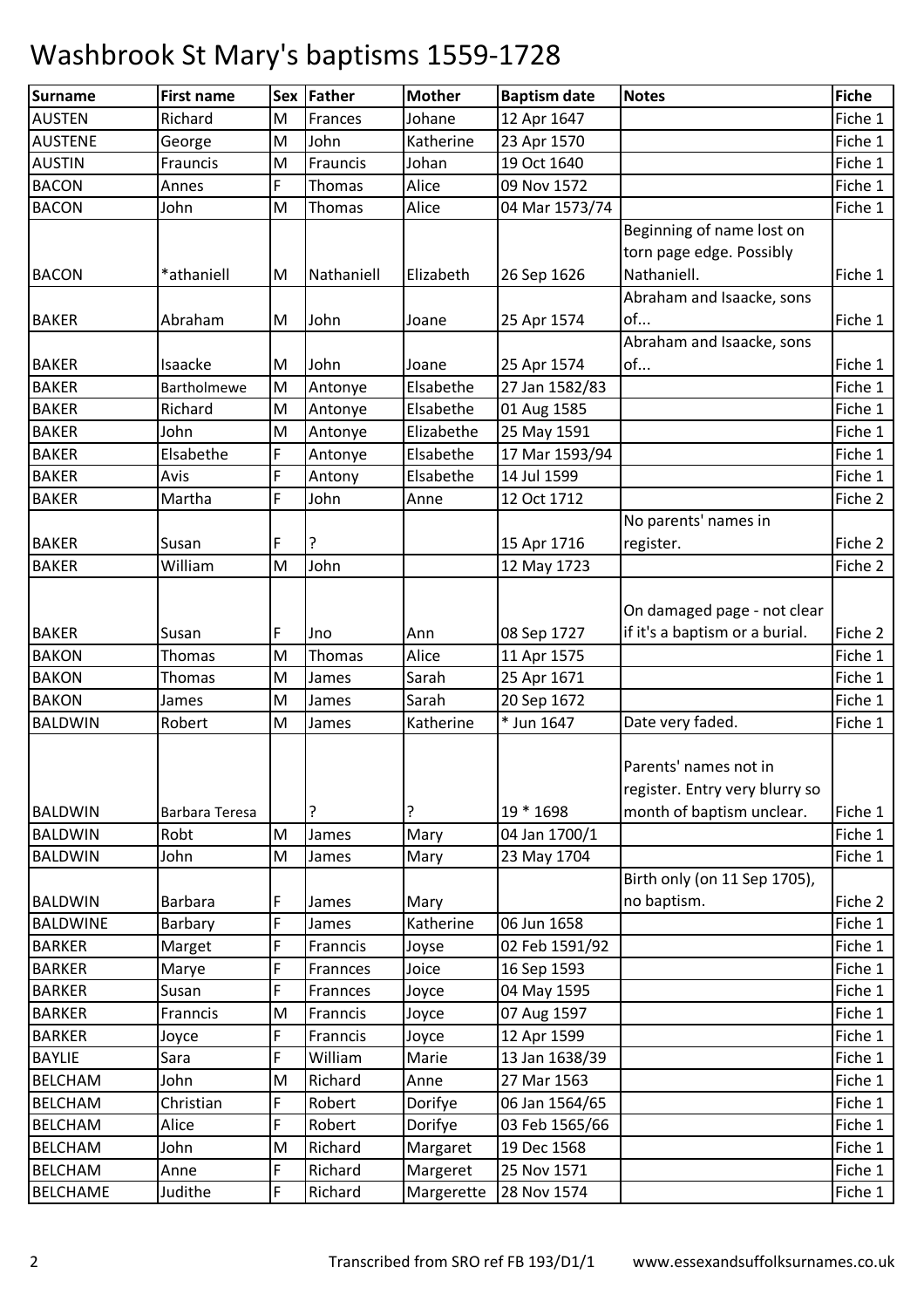# Washbrook St Mary's baptisms 1559-1728

| Surname | First name | Sex | Father | Mother | Baptism date | Notes | Fiche |
|---|---|---|---|---|---|---|---|
| AUSTEN | Richard | M | Frances | Johane | 12 Apr 1647 | | Fiche 1 |
| AUSTENE | George | M | John | Katherine | 23 Apr 1570 | | Fiche 1 |
| AUSTIN | Frauncis | M | Frauncis | Johan | 19 Oct 1640 | | Fiche 1 |
| BACON | Annes | F | Thomas | Alice | 09 Nov 1572 | | Fiche 1 |
| BACON | John | M | Thomas | Alice | 04 Mar 1573/74 | | Fiche 1 |
| BACON | *athaniell | M | Nathaniell | Elizabeth | 26 Sep 1626 | Beginning of name lost on torn page edge. Possibly Nathaniell. | Fiche 1 |
| BAKER | Abraham | M | John | Joane | 25 Apr 1574 | Abraham and Isaacke, sons of... | Fiche 1 |
| BAKER | Isaacke | M | John | Joane | 25 Apr 1574 | Abraham and Isaacke, sons of... | Fiche 1 |
| BAKER | Bartholmewe | M | Antonye | Elsabethe | 27 Jan 1582/83 | | Fiche 1 |
| BAKER | Richard | M | Antonye | Elsabethe | 01 Aug 1585 | | Fiche 1 |
| BAKER | John | M | Antonye | Elizabethe | 25 May 1591 | | Fiche 1 |
| BAKER | Elsabethe | F | Antonye | Elsabethe | 17 Mar 1593/94 | | Fiche 1 |
| BAKER | Avis | F | Antony | Elsabethe | 14 Jul 1599 | | Fiche 1 |
| BAKER | Martha | F | John | Anne | 12 Oct 1712 | | Fiche 2 |
| BAKER | Susan | F | ? | | 15 Apr 1716 | No parents' names in register. | Fiche 2 |
| BAKER | William | M | John | | 12 May 1723 | | Fiche 2 |
| BAKER | Susan | F | Jno | Ann | 08 Sep 1727 | On damaged page - not clear if it's a baptism or a burial. | Fiche 2 |
| BAKON | Thomas | M | Thomas | Alice | 11 Apr 1575 | | Fiche 1 |
| BAKON | Thomas | M | James | Sarah | 25 Apr 1671 | | Fiche 1 |
| BAKON | James | M | James | Sarah | 20 Sep 1672 | | Fiche 1 |
| BALDWIN | Robert | M | James | Katherine | * Jun 1647 | Date very faded. | Fiche 1 |
| BALDWIN | Barbara Teresa | | ? | ? | 19 * 1698 | Parents' names not in register. Entry very blurry so month of baptism unclear. | Fiche 1 |
| BALDWIN | Robt | M | James | Mary | 04 Jan 1700/1 | | Fiche 1 |
| BALDWIN | John | M | James | Mary | 23 May 1704 | | Fiche 1 |
| BALDWIN | Barbara | F | James | Mary | | Birth only (on 11 Sep 1705), no baptism. | Fiche 2 |
| BALDWINE | Barbary | F | James | Katherine | 06 Jun 1658 | | Fiche 1 |
| BARKER | Marget | F | Franncis | Joyse | 02 Feb 1591/92 | | Fiche 1 |
| BARKER | Marye | F | Frannces | Joice | 16 Sep 1593 | | Fiche 1 |
| BARKER | Susan | F | Frannces | Joyce | 04 May 1595 | | Fiche 1 |
| BARKER | Franncis | M | Franncis | Joyce | 07 Aug 1597 | | Fiche 1 |
| BARKER | Joyce | F | Franncis | Joyce | 12 Apr 1599 | | Fiche 1 |
| BAYLIE | Sara | F | William | Marie | 13 Jan 1638/39 | | Fiche 1 |
| BELCHAM | John | M | Richard | Anne | 27 Mar 1563 | | Fiche 1 |
| BELCHAM | Christian | F | Robert | Dorifye | 06 Jan 1564/65 | | Fiche 1 |
| BELCHAM | Alice | F | Robert | Dorifye | 03 Feb 1565/66 | | Fiche 1 |
| BELCHAM | John | M | Richard | Margaret | 19 Dec 1568 | | Fiche 1 |
| BELCHAM | Anne | F | Richard | Margeret | 25 Nov 1571 | | Fiche 1 |
| BELCHAME | Judithe | F | Richard | Margerette | 28 Nov 1574 | | Fiche 1 |

Transcribed from SRO ref FB 193/D1/1 www.essexandsuffolksurnames.co.uk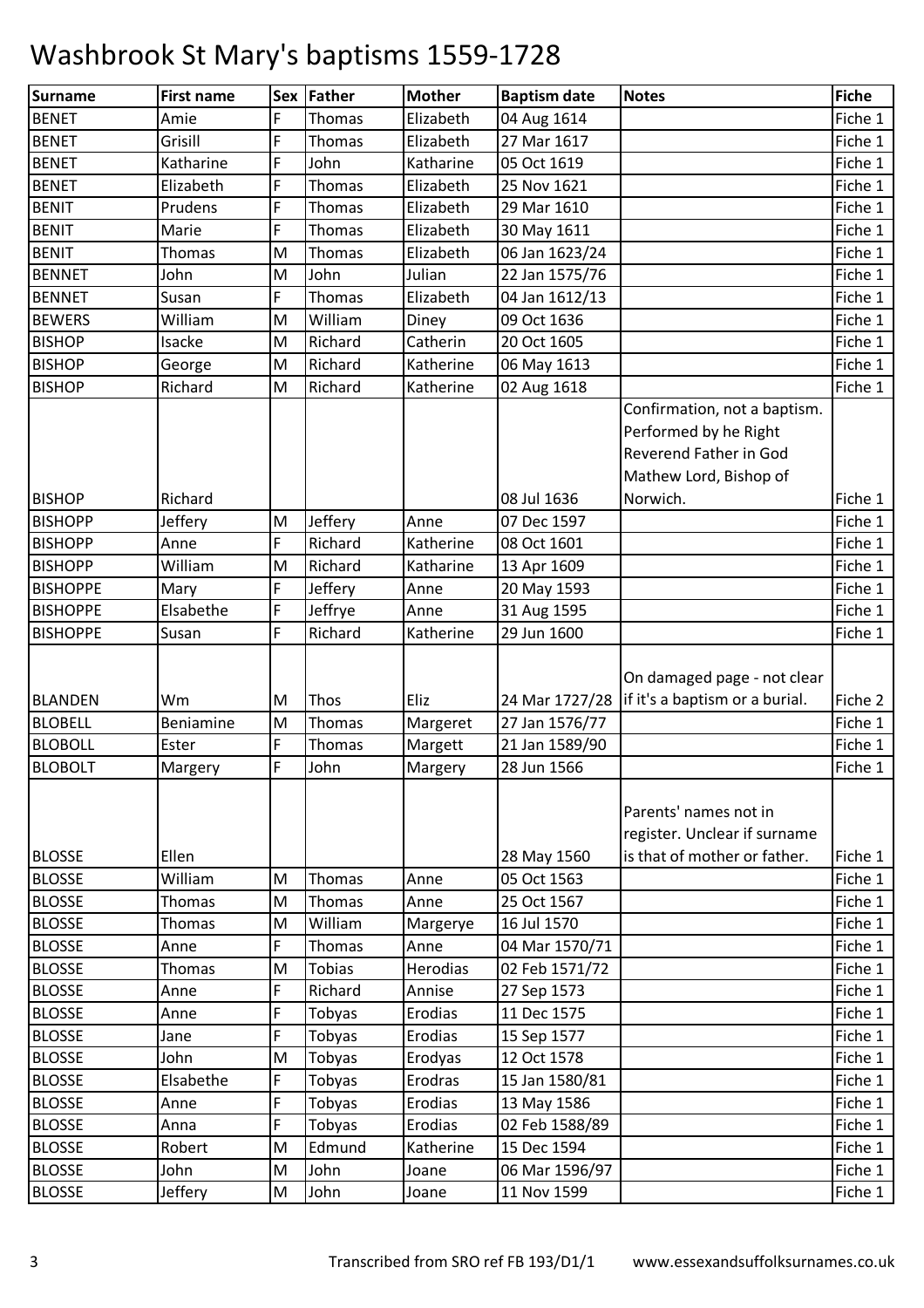# Washbrook St Mary's baptisms 1559-1728

| Surname | First name | Sex | Father | Mother | Baptism date | Notes | Fiche |
|---|---|---|---|---|---|---|---|
| BENET | Amie | F | Thomas | Elizabeth | 04 Aug 1614 | | Fiche 1 |
| BENET | Grisill | F | Thomas | Elizabeth | 27 Mar 1617 | | Fiche 1 |
| BENET | Katharine | F | John | Katharine | 05 Oct 1619 | | Fiche 1 |
| BENET | Elizabeth | F | Thomas | Elizabeth | 25 Nov 1621 | | Fiche 1 |
| BENIT | Prudens | F | Thomas | Elizabeth | 29 Mar 1610 | | Fiche 1 |
| BENIT | Marie | F | Thomas | Elizabeth | 30 May 1611 | | Fiche 1 |
| BENIT | Thomas | M | Thomas | Elizabeth | 06 Jan 1623/24 | | Fiche 1 |
| BENNET | John | M | John | Julian | 22 Jan 1575/76 | | Fiche 1 |
| BENNET | Susan | F | Thomas | Elizabeth | 04 Jan 1612/13 | | Fiche 1 |
| BEWERS | William | M | William | Diney | 09 Oct 1636 | | Fiche 1 |
| BISHOP | Isacke | M | Richard | Catherin | 20 Oct 1605 | | Fiche 1 |
| BISHOP | George | M | Richard | Katherine | 06 May 1613 | | Fiche 1 |
| BISHOP | Richard | M | Richard | Katherine | 02 Aug 1618 | | Fiche 1 |
| BISHOP | Richard | | | | 08 Jul 1636 | Confirmation, not a baptism. Performed by he Right Reverend Father in God Mathew Lord, Bishop of Norwich. | Fiche 1 |
| BISHOPP | Jeffery | M | Jeffery | Anne | 07 Dec 1597 | | Fiche 1 |
| BISHOPP | Anne | F | Richard | Katherine | 08 Oct 1601 | | Fiche 1 |
| BISHOPP | William | M | Richard | Katharine | 13 Apr 1609 | | Fiche 1 |
| BISHOPPE | Mary | F | Jeffery | Anne | 20 May 1593 | | Fiche 1 |
| BISHOPPE | Elsabethe | F | Jeffrye | Anne | 31 Aug 1595 | | Fiche 1 |
| BISHOPPE | Susan | F | Richard | Katherine | 29 Jun 1600 | | Fiche 1 |
| BLANDEN | Wm | M | Thos | Eliz | 24 Mar 1727/28 | On damaged page - not clear if it's a baptism or a burial. | Fiche 2 |
| BLOBELL | Beniamine | M | Thomas | Margeret | 27 Jan 1576/77 | | Fiche 1 |
| BLOBOLL | Ester | F | Thomas | Margett | 21 Jan 1589/90 | | Fiche 1 |
| BLOBOLT | Margery | F | John | Margery | 28 Jun 1566 | | Fiche 1 |
| BLOSSE | Ellen | | | | 28 May 1560 | Parents' names not in register. Unclear if surname is that of mother or father. | Fiche 1 |
| BLOSSE | William | M | Thomas | Anne | 05 Oct 1563 | | Fiche 1 |
| BLOSSE | Thomas | M | Thomas | Anne | 25 Oct 1567 | | Fiche 1 |
| BLOSSE | Thomas | M | William | Margerye | 16 Jul 1570 | | Fiche 1 |
| BLOSSE | Anne | F | Thomas | Anne | 04 Mar 1570/71 | | Fiche 1 |
| BLOSSE | Thomas | M | Tobias | Herodias | 02 Feb 1571/72 | | Fiche 1 |
| BLOSSE | Anne | F | Richard | Annise | 27 Sep 1573 | | Fiche 1 |
| BLOSSE | Anne | F | Tobyas | Erodias | 11 Dec 1575 | | Fiche 1 |
| BLOSSE | Jane | F | Tobyas | Erodias | 15 Sep 1577 | | Fiche 1 |
| BLOSSE | John | M | Tobyas | Erodyas | 12 Oct 1578 | | Fiche 1 |
| BLOSSE | Elsabethe | F | Tobyas | Erodras | 15 Jan 1580/81 | | Fiche 1 |
| BLOSSE | Anne | F | Tobyas | Erodias | 13 May 1586 | | Fiche 1 |
| BLOSSE | Anna | F | Tobyas | Erodias | 02 Feb 1588/89 | | Fiche 1 |
| BLOSSE | Robert | M | Edmund | Katherine | 15 Dec 1594 | | Fiche 1 |
| BLOSSE | John | M | John | Joane | 06 Mar 1596/97 | | Fiche 1 |
| BLOSSE | Jeffery | M | John | Joane | 11 Nov 1599 | | Fiche 1 |

Transcribed from SRO ref FB 193/D1/1 www.essexandsuffolksurnames.co.uk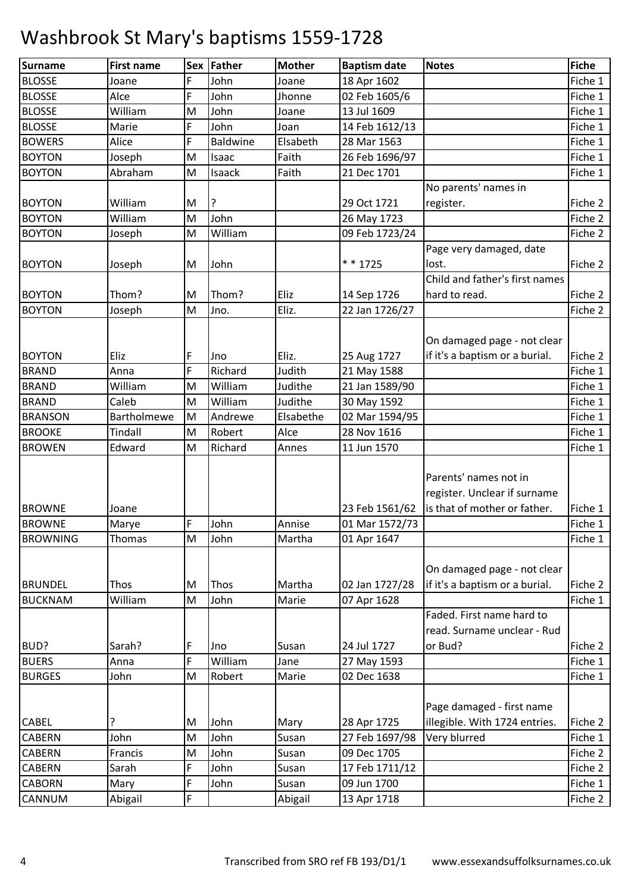# Washbrook St Mary's baptisms 1559-1728

| Surname | First name | Sex | Father | Mother | Baptism date | Notes | Fiche |
|---|---|---|---|---|---|---|---|
| BLOSSE | Joane | F | John | Joane | 18 Apr 1602 | | Fiche 1 |
| BLOSSE | Alce | F | John | Jhonne | 02 Feb 1605/6 | | Fiche 1 |
| BLOSSE | William | M | John | Joane | 13 Jul 1609 | | Fiche 1 |
| BLOSSE | Marie | F | John | Joan | 14 Feb 1612/13 | | Fiche 1 |
| BOWERS | Alice | F | Baldwine | Elsabeth | 28 Mar 1563 | | Fiche 1 |
| BOYTON | Joseph | M | Isaac | Faith | 26 Feb 1696/97 | | Fiche 1 |
| BOYTON | Abraham | M | Isaack | Faith | 21 Dec 1701 | | Fiche 1 |
| BOYTON | William | M | ? | | 29 Oct 1721 | No parents' names in register. | Fiche 2 |
| BOYTON | William | M | John | | 26 May 1723 | | Fiche 2 |
| BOYTON | Joseph | M | William | | 09 Feb 1723/24 | | Fiche 2 |
| BOYTON | Joseph | M | John | | * * 1725 | Page very damaged, date lost. | Fiche 2 |
| BOYTON | Thom? | M | Thom? | Eliz | 14 Sep 1726 | Child and father's first names hard to read. | Fiche 2 |
| BOYTON | Joseph | M | Jno. | Eliz. | 22 Jan 1726/27 | | Fiche 2 |
| BOYTON | Eliz | F | Jno | Eliz. | 25 Aug 1727 | On damaged page - not clear if it's a baptism or a burial. | Fiche 2 |
| BRAND | Anna | F | Richard | Judith | 21 May 1588 | | Fiche 1 |
| BRAND | William | M | William | Judithe | 21 Jan 1589/90 | | Fiche 1 |
| BRAND | Caleb | M | William | Judithe | 30 May 1592 | | Fiche 1 |
| BRANSON | Bartholmewe | M | Andrewe | Elsabethe | 02 Mar 1594/95 | | Fiche 1 |
| BROOKE | Tindall | M | Robert | Alce | 28 Nov 1616 | | Fiche 1 |
| BROWEN | Edward | M | Richard | Annes | 11 Jun 1570 | | Fiche 1 |
| BROWNE | Joane | | | | 23 Feb 1561/62 | Parents' names not in register. Unclear if surname is that of mother or father. | Fiche 1 |
| BROWNE | Marye | F | John | Annise | 01 Mar 1572/73 | | Fiche 1 |
| BROWNING | Thomas | M | John | Martha | 01 Apr 1647 | | Fiche 1 |
| BRUNDEL | Thos | M | Thos | Martha | 02 Jan 1727/28 | On damaged page - not clear if it's a baptism or a burial. | Fiche 2 |
| BUCKNAM | William | M | John | Marie | 07 Apr 1628 | | Fiche 1 |
| BUD? | Sarah? | F | Jno | Susan | 24 Jul 1727 | Faded. First name hard to read. Surname unclear - Rud or Bud? | Fiche 2 |
| BUERS | Anna | F | William | Jane | 27 May 1593 | | Fiche 1 |
| BURGES | John | M | Robert | Marie | 02 Dec 1638 | | Fiche 1 |
| CABEL | ? | M | John | Mary | 28 Apr 1725 | Page damaged - first name illegible. With 1724 entries. | Fiche 2 |
| CABERN | John | M | John | Susan | 27 Feb 1697/98 | Very blurred | Fiche 1 |
| CABERN | Francis | M | John | Susan | 09 Dec 1705 | | Fiche 2 |
| CABERN | Sarah | F | John | Susan | 17 Feb 1711/12 | | Fiche 2 |
| CABORN | Mary | F | John | Susan | 09 Jun 1700 | | Fiche 1 |
| CANNUM | Abigail | F | | Abigail | 13 Apr 1718 | | Fiche 2 |

Transcribed from SRO ref FB 193/D1/1 www.essexandsuffolksurnames.co.uk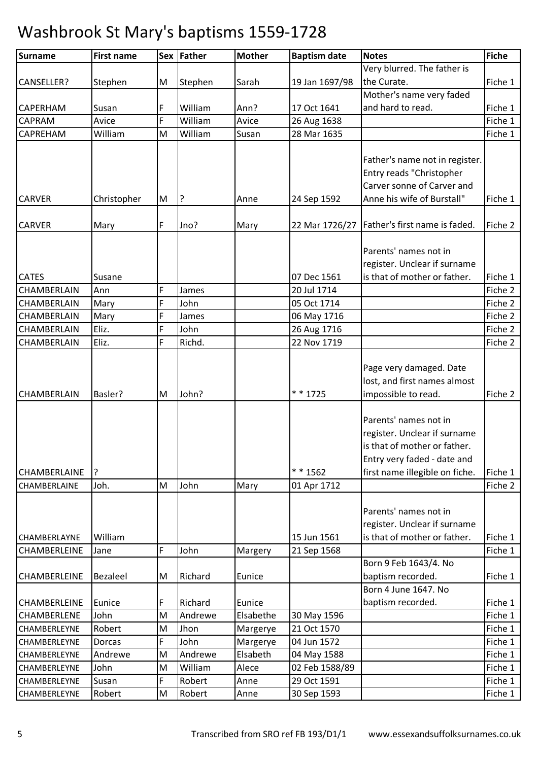# Washbrook St Mary's baptisms 1559-1728

| Surname | First name | Sex | Father | Mother | Baptism date | Notes | Fiche |
|---|---|---|---|---|---|---|---|
| CANSELLER? | Stephen | M | Stephen | Sarah | 19 Jan 1697/98 | Very blurred. The father is the Curate. | Fiche 1 |
| CAPERHAM | Susan | F | William | Ann? | 17 Oct 1641 | Mother's name very faded and hard to read. | Fiche 1 |
| CAPRAM | Avice | F | William | Avice | 26 Aug 1638 | | Fiche 1 |
| CAPREHAM | William | M | William | Susan | 28 Mar 1635 | | Fiche 1 |
| CARVER | Christopher | M | ? | Anne | 24 Sep 1592 | Father's name not in register. Entry reads "Christopher Carver sonne of Carver and Anne his wife of Burstall" | Fiche 1 |
| CARVER | Mary | F | Jno? | Mary | 22 Mar 1726/27 | Father's first name is faded. | Fiche 2 |
| CATES | Susane | | | | 07 Dec 1561 | Parents' names not in register. Unclear if surname is that of mother or father. | Fiche 1 |
| CHAMBERLAIN | Ann | F | James | | 20 Jul 1714 | | Fiche 2 |
| CHAMBERLAIN | Mary | F | John | | 05 Oct 1714 | | Fiche 2 |
| CHAMBERLAIN | Mary | F | James | | 06 May 1716 | | Fiche 2 |
| CHAMBERLAIN | Eliz. | F | John | | 26 Aug 1716 | | Fiche 2 |
| CHAMBERLAIN | Eliz. | F | Richd. | | 22 Nov 1719 | | Fiche 2 |
| CHAMBERLAIN | Basler? | M | John? | | * * 1725 | Page very damaged. Date lost, and first names almost impossible to read. | Fiche 2 |
| CHAMBERLAINE | ? | | | | * * 1562 | Parents' names not in register. Unclear if surname is that of mother or father. Entry very faded - date and first name illegible on fiche. | Fiche 1 |
| CHAMBERLAINE | Joh. | M | John | Mary | 01 Apr 1712 | | Fiche 2 |
| CHAMBERLAYNE | William | | | | 15 Jun 1561 | Parents' names not in register. Unclear if surname is that of mother or father. | Fiche 1 |
| CHAMBERLEINE | Jane | F | John | Margery | 21 Sep 1568 | | Fiche 1 |
| CHAMBERLEINE | Bezaleel | M | Richard | Eunice | | Born 9 Feb 1643/4. No baptism recorded. | Fiche 1 |
| CHAMBERLEINE | Eunice | F | Richard | Eunice | | Born 4 June 1647. No baptism recorded. | Fiche 1 |
| CHAMBERLENE | John | M | Andrewe | Elsabethe | 30 May 1596 | | Fiche 1 |
| CHAMBERLEYNE | Robert | M | Jhon | Margerye | 21 Oct 1570 | | Fiche 1 |
| CHAMBERLEYNE | Dorcas | F | John | Margerye | 04 Jun 1572 | | Fiche 1 |
| CHAMBERLEYNE | Andrewe | M | Andrewe | Elsabeth | 04 May 1588 | | Fiche 1 |
| CHAMBERLEYNE | John | M | William | Alece | 02 Feb 1588/89 | | Fiche 1 |
| CHAMBERLEYNE | Susan | F | Robert | Anne | 29 Oct 1591 | | Fiche 1 |
| CHAMBERLEYNE | Robert | M | Robert | Anne | 30 Sep 1593 | | Fiche 1 |

Transcribed from SRO ref FB 193/D1/1 www.essexandsuffolksurnames.co.uk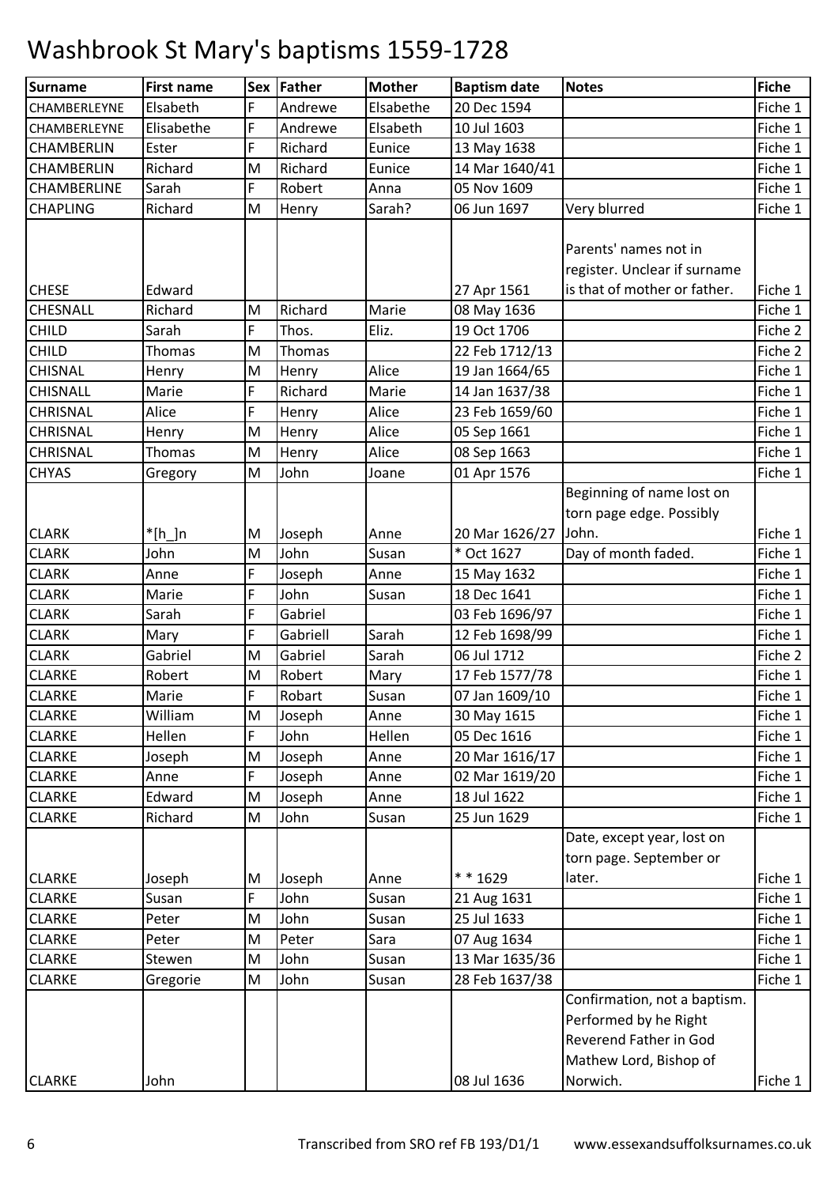# Washbrook St Mary's baptisms 1559-1728

| Surname | First name | Sex | Father | Mother | Baptism date | Notes | Fiche |
|---|---|---|---|---|---|---|---|
| CHAMBERLEYNE | Elsabeth | F | Andrewe | Elsabethe | 20 Dec 1594 | | Fiche 1 |
| CHAMBERLEYNE | Elisabethe | F | Andrewe | Elsabeth | 10 Jul 1603 | | Fiche 1 |
| CHAMBERLIN | Ester | F | Richard | Eunice | 13 May 1638 | | Fiche 1 |
| CHAMBERLIN | Richard | M | Richard | Eunice | 14 Mar 1640/41 | | Fiche 1 |
| CHAMBERLINE | Sarah | F | Robert | Anna | 05 Nov 1609 | | Fiche 1 |
| CHAPLING | Richard | M | Henry | Sarah? | 06 Jun 1697 | Very blurred | Fiche 1 |
| CHESE | Edward | | | | 27 Apr 1561 | Parents' names not in register. Unclear if surname is that of mother or father. | Fiche 1 |
| CHESNALL | Richard | M | Richard | Marie | 08 May 1636 | | Fiche 1 |
| CHILD | Sarah | F | Thos. | Eliz. | 19 Oct 1706 | | Fiche 2 |
| CHILD | Thomas | M | Thomas | | 22 Feb 1712/13 | | Fiche 2 |
| CHISNAL | Henry | M | Henry | Alice | 19 Jan 1664/65 | | Fiche 1 |
| CHISNALL | Marie | F | Richard | Marie | 14 Jan 1637/38 | | Fiche 1 |
| CHRISNAL | Alice | F | Henry | Alice | 23 Feb 1659/60 | | Fiche 1 |
| CHRISNAL | Henry | M | Henry | Alice | 05 Sep 1661 | | Fiche 1 |
| CHRISNAL | Thomas | M | Henry | Alice | 08 Sep 1663 | | Fiche 1 |
| CHYAS | Gregory | M | John | Joane | 01 Apr 1576 | | Fiche 1 |
| CLARK | *[h_]n | M | Joseph | Anne | 20 Mar 1626/27 | Beginning of name lost on torn page edge. Possibly John. | Fiche 1 |
| CLARK | John | M | John | Susan | * Oct 1627 | Day of month faded. | Fiche 1 |
| CLARK | Anne | F | Joseph | Anne | 15 May 1632 | | Fiche 1 |
| CLARK | Marie | F | John | Susan | 18 Dec 1641 | | Fiche 1 |
| CLARK | Sarah | F | Gabriel | | 03 Feb 1696/97 | | Fiche 1 |
| CLARK | Mary | F | Gabriell | Sarah | 12 Feb 1698/99 | | Fiche 1 |
| CLARK | Gabriel | M | Gabriel | Sarah | 06 Jul 1712 | | Fiche 2 |
| CLARKE | Robert | M | Robert | Mary | 17 Feb 1577/78 | | Fiche 1 |
| CLARKE | Marie | F | Robart | Susan | 07 Jan 1609/10 | | Fiche 1 |
| CLARKE | William | M | Joseph | Anne | 30 May 1615 | | Fiche 1 |
| CLARKE | Hellen | F | John | Hellen | 05 Dec 1616 | | Fiche 1 |
| CLARKE | Joseph | M | Joseph | Anne | 20 Mar 1616/17 | | Fiche 1 |
| CLARKE | Anne | F | Joseph | Anne | 02 Mar 1619/20 | | Fiche 1 |
| CLARKE | Edward | M | Joseph | Anne | 18 Jul 1622 | | Fiche 1 |
| CLARKE | Richard | M | John | Susan | 25 Jun 1629 | | Fiche 1 |
| CLARKE | Joseph | M | Joseph | Anne | * * 1629 | Date, except year, lost on torn page. September or later. | Fiche 1 |
| CLARKE | Susan | F | John | Susan | 21 Aug 1631 | | Fiche 1 |
| CLARKE | Peter | M | John | Susan | 25 Jul 1633 | | Fiche 1 |
| CLARKE | Peter | M | Peter | Sara | 07 Aug 1634 | | Fiche 1 |
| CLARKE | Stewen | M | John | Susan | 13 Mar 1635/36 | | Fiche 1 |
| CLARKE | Gregorie | M | John | Susan | 28 Feb 1637/38 | | Fiche 1 |
| CLARKE | John | | | | 08 Jul 1636 | Confirmation, not a baptism. Performed by he Right Reverend Father in God Mathew Lord, Bishop of Norwich. | Fiche 1 |

Transcribed from SRO ref FB 193/D1/1 www.essexandsuffolksurnames.co.uk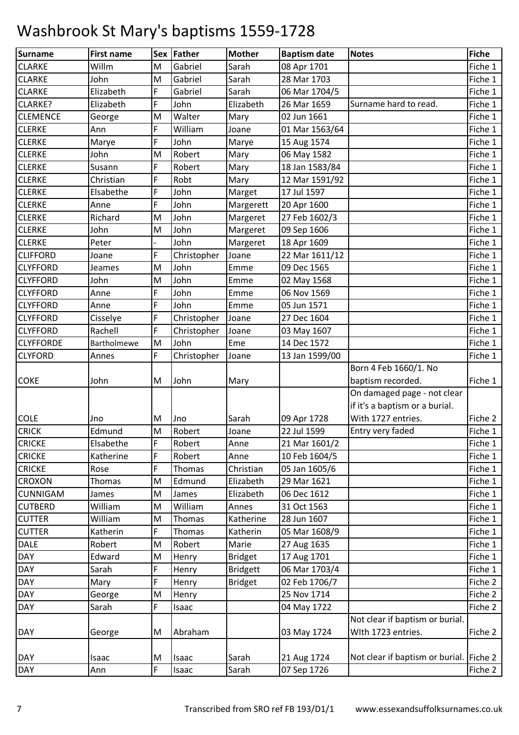# Washbrook St Mary's baptisms 1559-1728

| Surname | First name | Sex | Father | Mother | Baptism date | Notes | Fiche |
|---|---|---|---|---|---|---|---|
| CLARKE | Willm | M | Gabriel | Sarah | 08 Apr 1701 | | Fiche 1 |
| CLARKE | John | M | Gabriel | Sarah | 28 Mar 1703 | | Fiche 1 |
| CLARKE | Elizabeth | F | Gabriel | Sarah | 06 Mar 1704/5 | | Fiche 1 |
| CLARKE? | Elizabeth | F | John | Elizabeth | 26 Mar 1659 | Surname hard to read. | Fiche 1 |
| CLEMENCE | George | M | Walter | Mary | 02 Jun 1661 | | Fiche 1 |
| CLERKE | Ann | F | William | Joane | 01 Mar 1563/64 | | Fiche 1 |
| CLERKE | Marye | F | John | Marye | 15 Aug 1574 | | Fiche 1 |
| CLERKE | John | M | Robert | Mary | 06 May 1582 | | Fiche 1 |
| CLERKE | Susann | F | Robert | Mary | 18 Jan 1583/84 | | Fiche 1 |
| CLERKE | Christian | F | Robt | Mary | 12 Mar 1591/92 | | Fiche 1 |
| CLERKE | Elsabethe | F | John | Marget | 17 Jul 1597 | | Fiche 1 |
| CLERKE | Anne | F | John | Margerett | 20 Apr 1600 | | Fiche 1 |
| CLERKE | Richard | M | John | Margeret | 27 Feb 1602/3 | | Fiche 1 |
| CLERKE | John | M | John | Margeret | 09 Sep 1606 | | Fiche 1 |
| CLERKE | Peter | - | John | Margeret | 18 Apr 1609 | | Fiche 1 |
| CLIFFORD | Joane | F | Christopher | Joane | 22 Mar 1611/12 | | Fiche 1 |
| CLYFFORD | Jeames | M | John | Emme | 09 Dec 1565 | | Fiche 1 |
| CLYFFORD | John | M | John | Emme | 02 May 1568 | | Fiche 1 |
| CLYFFORD | Anne | F | John | Emme | 06 Nov 1569 | | Fiche 1 |
| CLYFFORD | Anne | F | John | Emme | 05 Jun 1571 | | Fiche 1 |
| CLYFFORD | Cisselye | F | Christopher | Joane | 27 Dec 1604 | | Fiche 1 |
| CLYFFORD | Rachell | F | Christopher | Joane | 03 May 1607 | | Fiche 1 |
| CLYFFORDE | Bartholmewe | M | John | Eme | 14 Dec 1572 | | Fiche 1 |
| CLYFORD | Annes | F | Christopher | Joane | 13 Jan 1599/00 | | Fiche 1 |
| COKE | John | M | John | Mary | | Born 4 Feb 1660/1. No baptism recorded. | Fiche 1 |
| COLE | Jno | M | Jno | Sarah | 09 Apr 1728 | On damaged page - not clear if it's a baptism or a burial. With 1727 entries. | Fiche 2 |
| CRICK | Edmund | M | Robert | Joane | 22 Jul 1599 | Entry very faded | Fiche 1 |
| CRICKE | Elsabethe | F | Robert | Anne | 21 Mar 1601/2 | | Fiche 1 |
| CRICKE | Katherine | F | Robert | Anne | 10 Feb 1604/5 | | Fiche 1 |
| CRICKE | Rose | F | Thomas | Christian | 05 Jan 1605/6 | | Fiche 1 |
| CROXON | Thomas | M | Edmund | Elizabeth | 29 Mar 1621 | | Fiche 1 |
| CUNNIGAM | James | M | James | Elizabeth | 06 Dec 1612 | | Fiche 1 |
| CUTBERD | William | M | William | Annes | 31 Oct 1563 | | Fiche 1 |
| CUTTER | William | M | Thomas | Katherine | 28 Jun 1607 | | Fiche 1 |
| CUTTER | Katherin | F | Thomas | Katherin | 05 Mar 1608/9 | | Fiche 1 |
| DALE | Robert | M | Robert | Marie | 27 Aug 1635 | | Fiche 1 |
| DAY | Edward | M | Henry | Bridget | 17 Aug 1701 | | Fiche 1 |
| DAY | Sarah | F | Henry | Bridgett | 06 Mar 1703/4 | | Fiche 1 |
| DAY | Mary | F | Henry | Bridget | 02 Feb 1706/7 | | Fiche 2 |
| DAY | George | M | Henry | | 25 Nov 1714 | | Fiche 2 |
| DAY | Sarah | F | Isaac | | 04 May 1722 | | Fiche 2 |
| DAY | George | M | Abraham | | 03 May 1724 | Not clear if baptism or burial. WIth 1723 entries. | Fiche 2 |
| DAY | Isaac | M | Isaac | Sarah | 21 Aug 1724 | Not clear if baptism or burial. | Fiche 2 |
| DAY | Ann | F | Isaac | Sarah | 07 Sep 1726 | | Fiche 2 |

Transcribed from SRO ref FB 193/D1/1 www.essexandsuffolksurnames.co.uk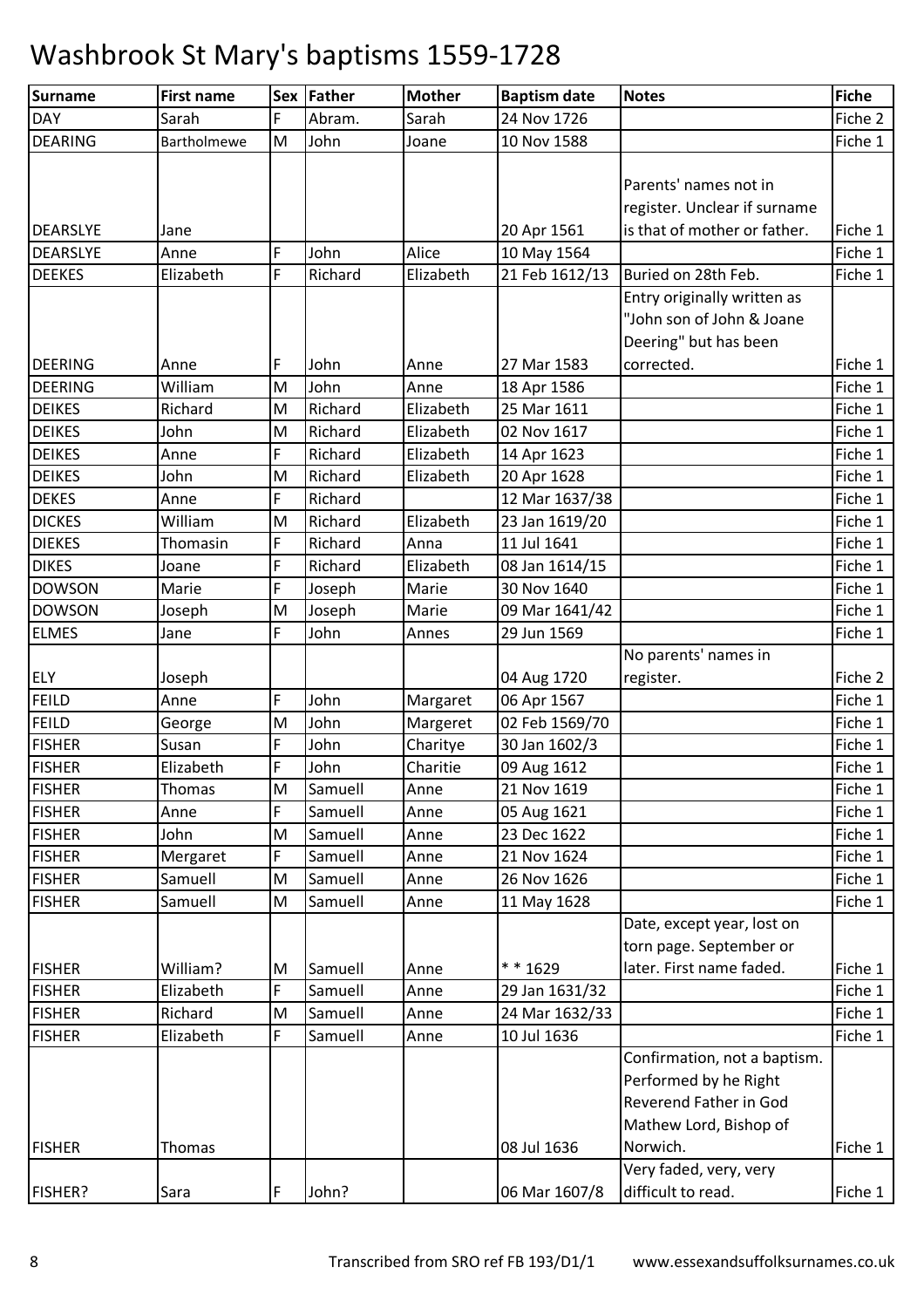# Washbrook St Mary's baptisms 1559-1728

| Surname | First name | Sex | Father | Mother | Baptism date | Notes | Fiche |
|---|---|---|---|---|---|---|---|
| DAY | Sarah | F | Abram. | Sarah | 24 Nov 1726 | | Fiche 2 |
| DEARING | Bartholmewe | M | John | Joane | 10 Nov 1588 | | Fiche 1 |
| DEARSLYE | Jane | | | | 20 Apr 1561 | Parents' names not in register. Unclear if surname is that of mother or father. | Fiche 1 |
| DEARSLYE | Anne | F | John | Alice | 10 May 1564 | | Fiche 1 |
| DEEKES | Elizabeth | F | Richard | Elizabeth | 21 Feb 1612/13 | Buried on 28th Feb. | Fiche 1 |
| DEERING | Anne | F | John | Anne | 27 Mar 1583 | Entry originally written as "John son of John & Joane Deering" but has been corrected. | Fiche 1 |
| DEERING | William | M | John | Anne | 18 Apr 1586 | | Fiche 1 |
| DEIKES | Richard | M | Richard | Elizabeth | 25 Mar 1611 | | Fiche 1 |
| DEIKES | John | M | Richard | Elizabeth | 02 Nov 1617 | | Fiche 1 |
| DEIKES | Anne | F | Richard | Elizabeth | 14 Apr 1623 | | Fiche 1 |
| DEIKES | John | M | Richard | Elizabeth | 20 Apr 1628 | | Fiche 1 |
| DEKES | Anne | F | Richard | | 12 Mar 1637/38 | | Fiche 1 |
| DICKES | William | M | Richard | Elizabeth | 23 Jan 1619/20 | | Fiche 1 |
| DIEKES | Thomasin | F | Richard | Anna | 11 Jul 1641 | | Fiche 1 |
| DIKES | Joane | F | Richard | Elizabeth | 08 Jan 1614/15 | | Fiche 1 |
| DOWSON | Marie | F | Joseph | Marie | 30 Nov 1640 | | Fiche 1 |
| DOWSON | Joseph | M | Joseph | Marie | 09 Mar 1641/42 | | Fiche 1 |
| ELMES | Jane | F | John | Annes | 29 Jun 1569 | | Fiche 1 |
| ELY | Joseph | | | | 04 Aug 1720 | No parents' names in register. | Fiche 2 |
| FEILD | Anne | F | John | Margaret | 06 Apr 1567 | | Fiche 1 |
| FEILD | George | M | John | Margeret | 02 Feb 1569/70 | | Fiche 1 |
| FISHER | Susan | F | John | Charitye | 30 Jan 1602/3 | | Fiche 1 |
| FISHER | Elizabeth | F | John | Charitie | 09 Aug 1612 | | Fiche 1 |
| FISHER | Thomas | M | Samuell | Anne | 21 Nov 1619 | | Fiche 1 |
| FISHER | Anne | F | Samuell | Anne | 05 Aug 1621 | | Fiche 1 |
| FISHER | John | M | Samuell | Anne | 23 Dec 1622 | | Fiche 1 |
| FISHER | Mergaret | F | Samuell | Anne | 21 Nov 1624 | | Fiche 1 |
| FISHER | Samuell | M | Samuell | Anne | 26 Nov 1626 | | Fiche 1 |
| FISHER | Samuell | M | Samuell | Anne | 11 May 1628 | | Fiche 1 |
| FISHER | William? | M | Samuell | Anne | * * 1629 | Date, except year, lost on torn page. September or later. First name faded. | Fiche 1 |
| FISHER | Elizabeth | F | Samuell | Anne | 29 Jan 1631/32 | | Fiche 1 |
| FISHER | Richard | M | Samuell | Anne | 24 Mar 1632/33 | | Fiche 1 |
| FISHER | Elizabeth | F | Samuell | Anne | 10 Jul 1636 | | Fiche 1 |
| FISHER | Thomas | | | | 08 Jul 1636 | Confirmation, not a baptism. Performed by he Right Reverend Father in God Mathew Lord, Bishop of Norwich. | Fiche 1 |
| FISHER? | Sara | F | John? | | 06 Mar 1607/8 | Very faded, very, very difficult to read. | Fiche 1 |

Transcribed from SRO ref FB 193/D1/1 www.essexandsuffolksurnames.co.uk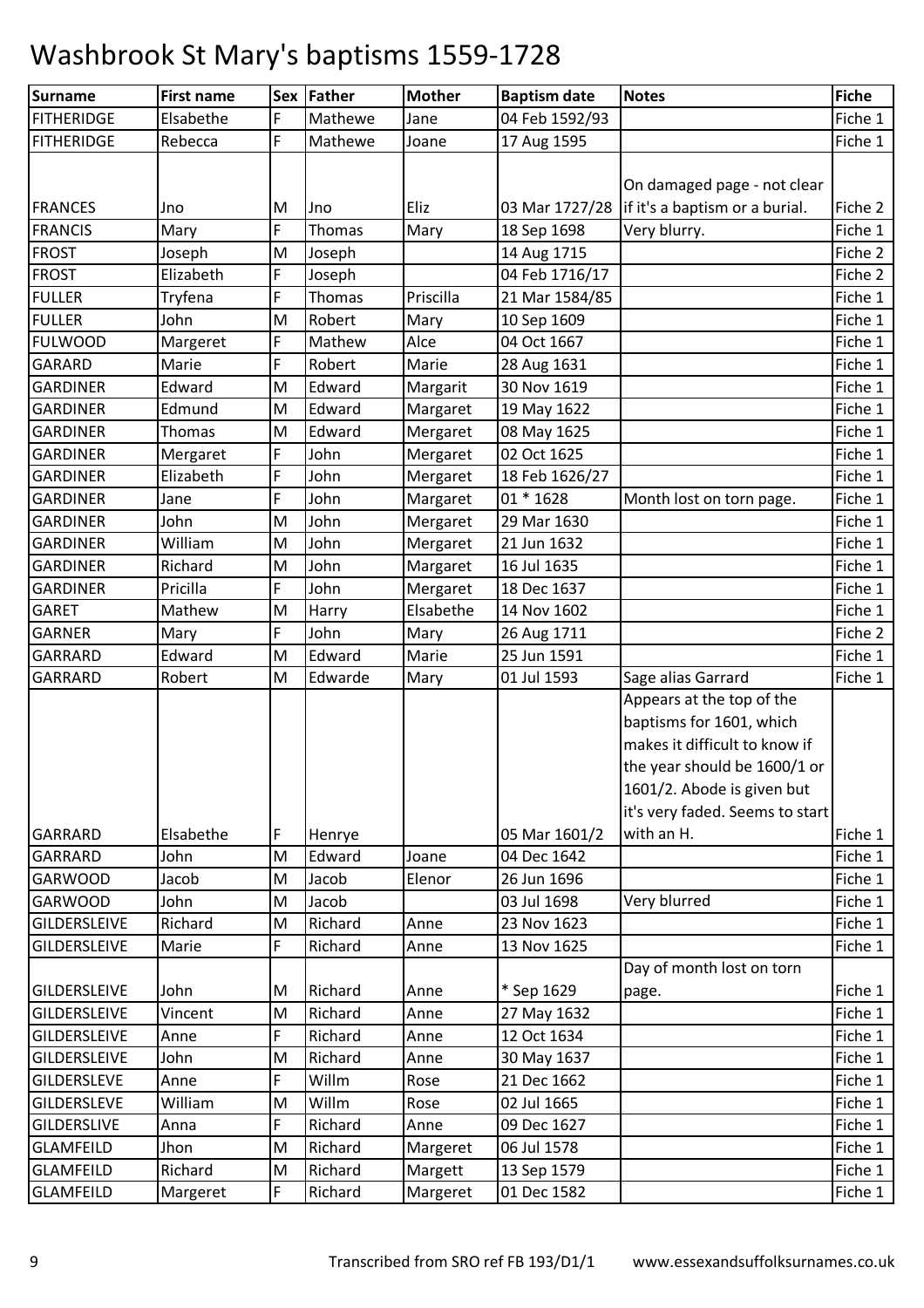# Washbrook St Mary's baptisms 1559-1728

| Surname | First name | Sex | Father | Mother | Baptism date | Notes | Fiche |
|---|---|---|---|---|---|---|---|
| FITHERIDGE | Elsabethe | F | Mathewe | Jane | 04 Feb 1592/93 | | Fiche 1 |
| FITHERIDGE | Rebecca | F | Mathewe | Joane | 17 Aug 1595 | | Fiche 1 |
| FRANCES | Jno | M | Jno | Eliz | 03 Mar 1727/28 | On damaged page - not clear if it's a baptism or a burial. | Fiche 2 |
| FRANCIS | Mary | F | Thomas | Mary | 18 Sep 1698 | Very blurry. | Fiche 1 |
| FROST | Joseph | M | Joseph | | 14 Aug 1715 | | Fiche 2 |
| FROST | Elizabeth | F | Joseph | | 04 Feb 1716/17 | | Fiche 2 |
| FULLER | Tryfena | F | Thomas | Priscilla | 21 Mar 1584/85 | | Fiche 1 |
| FULLER | John | M | Robert | Mary | 10 Sep 1609 | | Fiche 1 |
| FULWOOD | Margeret | F | Mathew | Alce | 04 Oct 1667 | | Fiche 1 |
| GARARD | Marie | F | Robert | Marie | 28 Aug 1631 | | Fiche 1 |
| GARDINER | Edward | M | Edward | Margarit | 30 Nov 1619 | | Fiche 1 |
| GARDINER | Edmund | M | Edward | Margaret | 19 May 1622 | | Fiche 1 |
| GARDINER | Thomas | M | Edward | Mergaret | 08 May 1625 | | Fiche 1 |
| GARDINER | Mergaret | F | John | Mergaret | 02 Oct 1625 | | Fiche 1 |
| GARDINER | Elizabeth | F | John | Mergaret | 18 Feb 1626/27 | | Fiche 1 |
| GARDINER | Jane | F | John | Margaret | 01 * 1628 | Month lost on torn page. | Fiche 1 |
| GARDINER | John | M | John | Mergaret | 29 Mar 1630 | | Fiche 1 |
| GARDINER | William | M | John | Mergaret | 21 Jun 1632 | | Fiche 1 |
| GARDINER | Richard | M | John | Margaret | 16 Jul 1635 | | Fiche 1 |
| GARDINER | Pricilla | F | John | Mergaret | 18 Dec 1637 | | Fiche 1 |
| GARET | Mathew | M | Harry | Elsabethe | 14 Nov 1602 | | Fiche 1 |
| GARNER | Mary | F | John | Mary | 26 Aug 1711 | | Fiche 2 |
| GARRARD | Edward | M | Edward | Marie | 25 Jun 1591 | | Fiche 1 |
| GARRARD | Robert | M | Edwarde | Mary | 01 Jul 1593 | Sage alias Garrard | Fiche 1 |
| GARRARD | Elsabethe | F | Henrye | | 05 Mar 1601/2 | Appears at the top of the baptisms for 1601, which makes it difficult to know if the year should be 1600/1 or 1601/2. Abode is given but it's very faded. Seems to start with an H. | Fiche 1 |
| GARRARD | John | M | Edward | Joane | 04 Dec 1642 | | Fiche 1 |
| GARWOOD | Jacob | M | Jacob | Elenor | 26 Jun 1696 | | Fiche 1 |
| GARWOOD | John | M | Jacob | | 03 Jul 1698 | Very blurred | Fiche 1 |
| GILDERSLEIVE | Richard | M | Richard | Anne | 23 Nov 1623 | | Fiche 1 |
| GILDERSLEIVE | Marie | F | Richard | Anne | 13 Nov 1625 | | Fiche 1 |
| GILDERSLEIVE | John | M | Richard | Anne | * Sep 1629 | Day of month lost on torn page. | Fiche 1 |
| GILDERSLEIVE | Vincent | M | Richard | Anne | 27 May 1632 | | Fiche 1 |
| GILDERSLEIVE | Anne | F | Richard | Anne | 12 Oct 1634 | | Fiche 1 |
| GILDERSLEIVE | John | M | Richard | Anne | 30 May 1637 | | Fiche 1 |
| GILDERSLEVE | Anne | F | Willm | Rose | 21 Dec 1662 | | Fiche 1 |
| GILDERSLEVE | William | M | Willm | Rose | 02 Jul 1665 | | Fiche 1 |
| GILDERSLIVE | Anna | F | Richard | Anne | 09 Dec 1627 | | Fiche 1 |
| GLAMFEILD | Jhon | M | Richard | Margeret | 06 Jul 1578 | | Fiche 1 |
| GLAMFEILD | Richard | M | Richard | Margett | 13 Sep 1579 | | Fiche 1 |
| GLAMFEILD | Margeret | F | Richard | Margeret | 01 Dec 1582 | | Fiche 1 |

Transcribed from SRO ref FB 193/D1/1 www.essexandsuffolksurnames.co.uk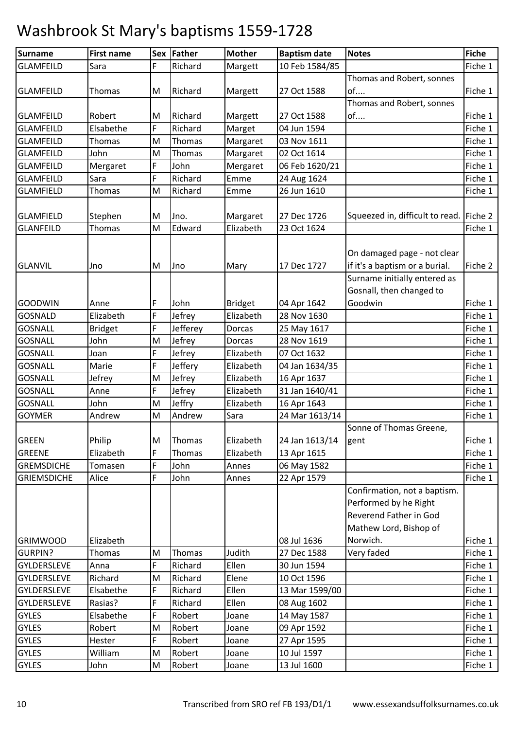# Washbrook St Mary's baptisms 1559-1728

| Surname | First name | Sex | Father | Mother | Baptism date | Notes | Fiche |
|---|---|---|---|---|---|---|---|
| GLAMFEILD | Sara | F | Richard | Margett | 10 Feb 1584/85 | | Fiche 1 |
| GLAMFEILD | Thomas | M | Richard | Margett | 27 Oct 1588 | Thomas and Robert, sonnes of.... | Fiche 1 |
| GLAMFEILD | Robert | M | Richard | Margett | 27 Oct 1588 | Thomas and Robert, sonnes of.... | Fiche 1 |
| GLAMFEILD | Elsabethe | F | Richard | Marget | 04 Jun 1594 | | Fiche 1 |
| GLAMFEILD | Thomas | M | Thomas | Margaret | 03 Nov 1611 | | Fiche 1 |
| GLAMFEILD | John | M | Thomas | Margaret | 02 Oct 1614 | | Fiche 1 |
| GLAMFEILD | Mergaret | F | John | Mergaret | 06 Feb 1620/21 | | Fiche 1 |
| GLAMFEILD | Sara | F | Richard | Emme | 24 Aug 1624 | | Fiche 1 |
| GLAMFIELD | Thomas | M | Richard | Emme | 26 Jun 1610 | | Fiche 1 |
| GLAMFIELD | Stephen | M | Jno. | Margaret | 27 Dec 1726 | Squeezed in, difficult to read. | Fiche 2 |
| GLANFEILD | Thomas | M | Edward | Elizabeth | 23 Oct 1624 | | Fiche 1 |
| GLANVIL | Jno | M | Jno | Mary | 17 Dec 1727 | On damaged page - not clear if it's a baptism or a burial. | Fiche 2 |
| GOODWIN | Anne | F | John | Bridget | 04 Apr 1642 | Surname initially entered as Gosnall, then changed to Goodwin | Fiche 1 |
| GOSNALD | Elizabeth | F | Jefrey | Elizabeth | 28 Nov 1630 | | Fiche 1 |
| GOSNALL | Bridget | F | Jefferey | Dorcas | 25 May 1617 | | Fiche 1 |
| GOSNALL | John | M | Jefrey | Dorcas | 28 Nov 1619 | | Fiche 1 |
| GOSNALL | Joan | F | Jefrey | Elizabeth | 07 Oct 1632 | | Fiche 1 |
| GOSNALL | Marie | F | Jeffery | Elizabeth | 04 Jan 1634/35 | | Fiche 1 |
| GOSNALL | Jefrey | M | Jefrey | Elizabeth | 16 Apr 1637 | | Fiche 1 |
| GOSNALL | Anne | F | Jefrey | Elizabeth | 31 Jan 1640/41 | | Fiche 1 |
| GOSNALL | John | M | Jeffry | Elizabeth | 16 Apr 1643 | | Fiche 1 |
| GOYMER | Andrew | M | Andrew | Sara | 24 Mar 1613/14 | | Fiche 1 |
| GREEN | Philip | M | Thomas | Elizabeth | 24 Jan 1613/14 | Sonne of Thomas Greene, gent | Fiche 1 |
| GREENE | Elizabeth | F | Thomas | Elizabeth | 13 Apr 1615 | | Fiche 1 |
| GREMSDICHE | Tomasen | F | John | Annes | 06 May 1582 | | Fiche 1 |
| GRIEMSDICHE | Alice | F | John | Annes | 22 Apr 1579 | | Fiche 1 |
| GRIMWOOD | Elizabeth | | | | 08 Jul 1636 | Confirmation, not a baptism. Performed by he Right Reverend Father in God Mathew Lord, Bishop of Norwich. | Fiche 1 |
| GURPIN? | Thomas | M | Thomas | Judith | 27 Dec 1588 | Very faded | Fiche 1 |
| GYLDERSLEVE | Anna | F | Richard | Ellen | 30 Jun 1594 | | Fiche 1 |
| GYLDERSLEVE | Richard | M | Richard | Elene | 10 Oct 1596 | | Fiche 1 |
| GYLDERSLEVE | Elsabethe | F | Richard | Ellen | 13 Mar 1599/00 | | Fiche 1 |
| GYLDERSLEVE | Rasias? | F | Richard | Ellen | 08 Aug 1602 | | Fiche 1 |
| GYLES | Elsabethe | F | Robert | Joane | 14 May 1587 | | Fiche 1 |
| GYLES | Robert | M | Robert | Joane | 09 Apr 1592 | | Fiche 1 |
| GYLES | Hester | F | Robert | Joane | 27 Apr 1595 | | Fiche 1 |
| GYLES | William | M | Robert | Joane | 10 Jul 1597 | | Fiche 1 |
| GYLES | John | M | Robert | Joane | 13 Jul 1600 | | Fiche 1 |

Transcribed from SRO ref FB 193/D1/1 www.essexandsuffolksurnames.co.uk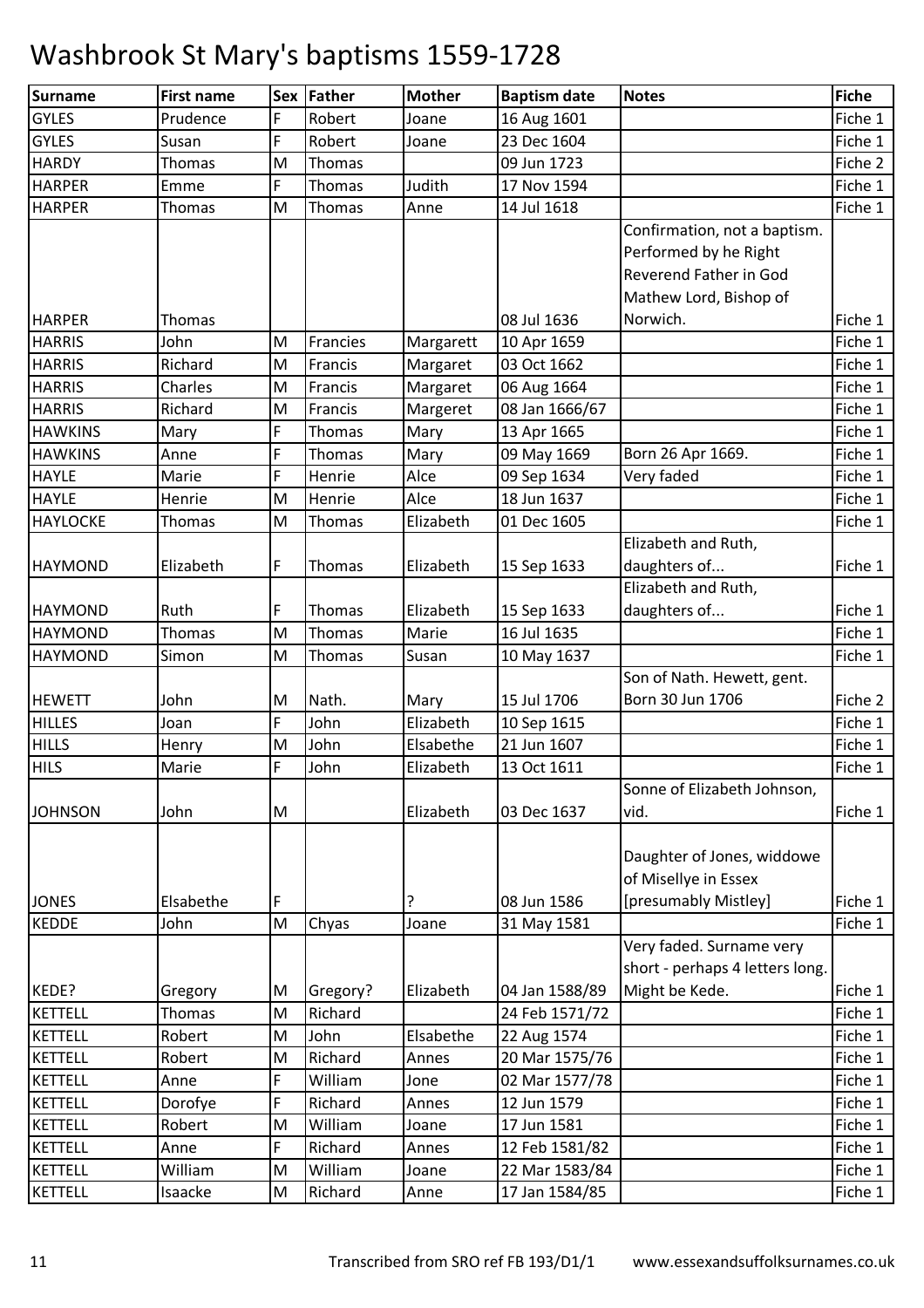# Washbrook St Mary's baptisms 1559-1728

| Surname | First name | Sex | Father | Mother | Baptism date | Notes | Fiche |
|---|---|---|---|---|---|---|---|
| GYLES | Prudence | F | Robert | Joane | 16 Aug 1601 | | Fiche 1 |
| GYLES | Susan | F | Robert | Joane | 23 Dec 1604 | | Fiche 1 |
| HARDY | Thomas | M | Thomas | | 09 Jun 1723 | | Fiche 2 |
| HARPER | Emme | F | Thomas | Judith | 17 Nov 1594 | | Fiche 1 |
| HARPER | Thomas | M | Thomas | Anne | 14 Jul 1618 | | Fiche 1 |
| HARPER | Thomas | | | | 08 Jul 1636 | Confirmation, not a baptism. Performed by he Right Reverend Father in God Mathew Lord, Bishop of Norwich. | Fiche 1 |
| HARRIS | John | M | Francies | Margarett | 10 Apr 1659 | | Fiche 1 |
| HARRIS | Richard | M | Francis | Margaret | 03 Oct 1662 | | Fiche 1 |
| HARRIS | Charles | M | Francis | Margaret | 06 Aug 1664 | | Fiche 1 |
| HARRIS | Richard | M | Francis | Margeret | 08 Jan 1666/67 | | Fiche 1 |
| HAWKINS | Mary | F | Thomas | Mary | 13 Apr 1665 | | Fiche 1 |
| HAWKINS | Anne | F | Thomas | Mary | 09 May 1669 | Born 26 Apr 1669. | Fiche 1 |
| HAYLE | Marie | F | Henrie | Alce | 09 Sep 1634 | Very faded | Fiche 1 |
| HAYLE | Henrie | M | Henrie | Alce | 18 Jun 1637 | | Fiche 1 |
| HAYLOCKE | Thomas | M | Thomas | Elizabeth | 01 Dec 1605 | | Fiche 1 |
| HAYMOND | Elizabeth | F | Thomas | Elizabeth | 15 Sep 1633 | Elizabeth and Ruth, daughters of... | Fiche 1 |
| HAYMOND | Ruth | F | Thomas | Elizabeth | 15 Sep 1633 | Elizabeth and Ruth, daughters of... | Fiche 1 |
| HAYMOND | Thomas | M | Thomas | Marie | 16 Jul 1635 | | Fiche 1 |
| HAYMOND | Simon | M | Thomas | Susan | 10 May 1637 | | Fiche 1 |
| HEWETT | John | M | Nath. | Mary | 15 Jul 1706 | Son of Nath. Hewett, gent. Born 30 Jun 1706 | Fiche 2 |
| HILLES | Joan | F | John | Elizabeth | 10 Sep 1615 | | Fiche 1 |
| HILLS | Henry | M | John | Elsabethe | 21 Jun 1607 | | Fiche 1 |
| HILS | Marie | F | John | Elizabeth | 13 Oct 1611 | | Fiche 1 |
| JOHNSON | John | M | | Elizabeth | 03 Dec 1637 | Sonne of Elizabeth Johnson, vid. | Fiche 1 |
| JONES | Elsabethe | F | | ? | 08 Jun 1586 | Daughter of Jones, widdowe of Misellye in Essex [presumably Mistley] | Fiche 1 |
| KEDDE | John | M | Chyas | Joane | 31 May 1581 | | Fiche 1 |
| KEDE? | Gregory | M | Gregory? | Elizabeth | 04 Jan 1588/89 | Very faded. Surname very short - perhaps 4 letters long. Might be Kede. | Fiche 1 |
| KETTELL | Thomas | M | Richard | | 24 Feb 1571/72 | | Fiche 1 |
| KETTELL | Robert | M | John | Elsabethe | 22 Aug 1574 | | Fiche 1 |
| KETTELL | Robert | M | Richard | Annes | 20 Mar 1575/76 | | Fiche 1 |
| KETTELL | Anne | F | William | Jone | 02 Mar 1577/78 | | Fiche 1 |
| KETTELL | Dorofye | F | Richard | Annes | 12 Jun 1579 | | Fiche 1 |
| KETTELL | Robert | M | William | Joane | 17 Jun 1581 | | Fiche 1 |
| KETTELL | Anne | F | Richard | Annes | 12 Feb 1581/82 | | Fiche 1 |
| KETTELL | William | M | William | Joane | 22 Mar 1583/84 | | Fiche 1 |
| KETTELL | Isaacke | M | Richard | Anne | 17 Jan 1584/85 | | Fiche 1 |

Transcribed from SRO ref FB 193/D1/1 www.essexandsuffolksurnames.co.uk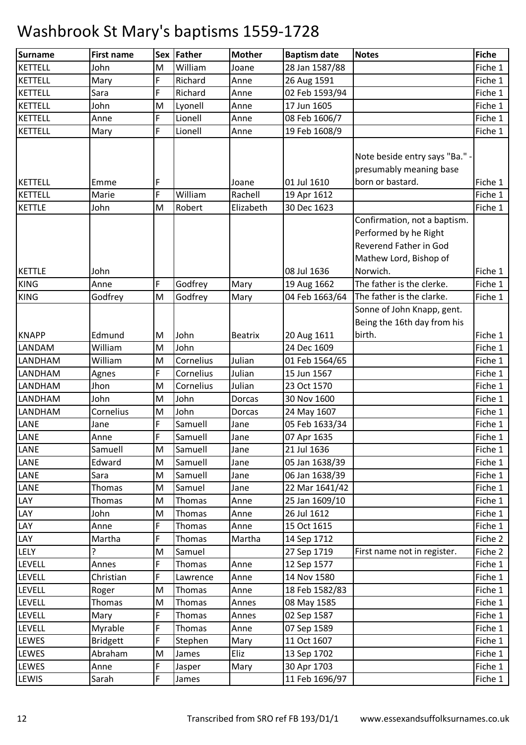# Washbrook St Mary's baptisms 1559-1728

| Surname | First name | Sex | Father | Mother | Baptism date | Notes | Fiche |
|---|---|---|---|---|---|---|---|
| KETTELL | John | M | William | Joane | 28 Jan 1587/88 | | Fiche 1 |
| KETTELL | Mary | F | Richard | Anne | 26 Aug 1591 | | Fiche 1 |
| KETTELL | Sara | F | Richard | Anne | 02 Feb 1593/94 | | Fiche 1 |
| KETTELL | John | M | Lyonell | Anne | 17 Jun 1605 | | Fiche 1 |
| KETTELL | Anne | F | Lionell | Anne | 08 Feb 1606/7 | | Fiche 1 |
| KETTELL | Mary | F | Lionell | Anne | 19 Feb 1608/9 | | Fiche 1 |
| KETTELL | Emme | F | | Joane | 01 Jul 1610 | Note beside entry says "Ba." - presumably meaning base born or bastard. | Fiche 1 |
| KETTELL | Marie | F | William | Rachell | 19 Apr 1612 | | Fiche 1 |
| KETTLE | John | M | Robert | Elizabeth | 30 Dec 1623 | | Fiche 1 |
| KETTLE | John | | | | 08 Jul 1636 | Confirmation, not a baptism. Performed by he Right Reverend Father in God Mathew Lord, Bishop of Norwich. | Fiche 1 |
| KING | Anne | F | Godfrey | Mary | 19 Aug 1662 | The father is the clerke. | Fiche 1 |
| KING | Godfrey | M | Godfrey | Mary | 04 Feb 1663/64 | The father is the clarke. | Fiche 1 |
| KNAPP | Edmund | M | John | Beatrix | 20 Aug 1611 | Sonne of John Knapp, gent. Being the 16th day from his birth. | Fiche 1 |
| LANDAM | William | M | John | | 24 Dec 1609 | | Fiche 1 |
| LANDHAM | William | M | Cornelius | Julian | 01 Feb 1564/65 | | Fiche 1 |
| LANDHAM | Agnes | F | Cornelius | Julian | 15 Jun 1567 | | Fiche 1 |
| LANDHAM | Jhon | M | Cornelius | Julian | 23 Oct 1570 | | Fiche 1 |
| LANDHAM | John | M | John | Dorcas | 30 Nov 1600 | | Fiche 1 |
| LANDHAM | Cornelius | M | John | Dorcas | 24 May 1607 | | Fiche 1 |
| LANE | Jane | F | Samuell | Jane | 05 Feb 1633/34 | | Fiche 1 |
| LANE | Anne | F | Samuell | Jane | 07 Apr 1635 | | Fiche 1 |
| LANE | Samuell | M | Samuell | Jane | 21 Jul 1636 | | Fiche 1 |
| LANE | Edward | M | Samuell | Jane | 05 Jan 1638/39 | | Fiche 1 |
| LANE | Sara | M | Samuell | Jane | 06 Jan 1638/39 | | Fiche 1 |
| LANE | Thomas | M | Samuel | Jane | 22 Mar 1641/42 | | Fiche 1 |
| LAY | Thomas | M | Thomas | Anne | 25 Jan 1609/10 | | Fiche 1 |
| LAY | John | M | Thomas | Anne | 26 Jul 1612 | | Fiche 1 |
| LAY | Anne | F | Thomas | Anne | 15 Oct 1615 | | Fiche 1 |
| LAY | Martha | F | Thomas | Martha | 14 Sep 1712 | | Fiche 2 |
| LELY | ? | M | Samuel | | 27 Sep 1719 | First name not in register. | Fiche 2 |
| LEVELL | Annes | F | Thomas | Anne | 12 Sep 1577 | | Fiche 1 |
| LEVELL | Christian | F | Lawrence | Anne | 14 Nov 1580 | | Fiche 1 |
| LEVELL | Roger | M | Thomas | Anne | 18 Feb 1582/83 | | Fiche 1 |
| LEVELL | Thomas | M | Thomas | Annes | 08 May 1585 | | Fiche 1 |
| LEVELL | Mary | F | Thomas | Annes | 02 Sep 1587 | | Fiche 1 |
| LEVELL | Myrable | F | Thomas | Anne | 07 Sep 1589 | | Fiche 1 |
| LEWES | Bridgett | F | Stephen | Mary | 11 Oct 1607 | | Fiche 1 |
| LEWES | Abraham | M | James | Eliz | 13 Sep 1702 | | Fiche 1 |
| LEWES | Anne | F | Jasper | Mary | 30 Apr 1703 | | Fiche 1 |
| LEWIS | Sarah | F | James | | 11 Feb 1696/97 | | Fiche 1 |

Transcribed from SRO ref FB 193/D1/1 www.essexandsuffolksurnames.co.uk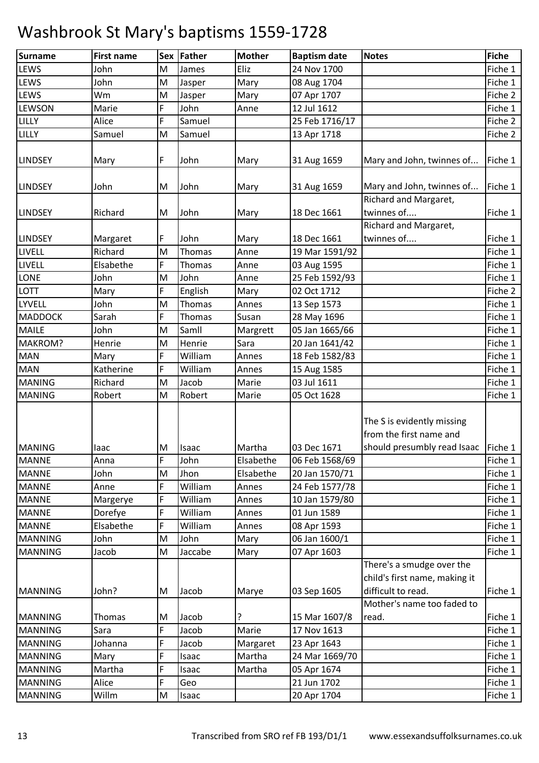# Washbrook St Mary's baptisms 1559-1728

| Surname | First name | Sex | Father | Mother | Baptism date | Notes | Fiche |
|---|---|---|---|---|---|---|---|
| LEWS | John | M | James | Eliz | 24 Nov 1700 | | Fiche 1 |
| LEWS | John | M | Jasper | Mary | 08 Aug 1704 | | Fiche 1 |
| LEWS | Wm | M | Jasper | Mary | 07 Apr 1707 | | Fiche 2 |
| LEWSON | Marie | F | John | Anne | 12 Jul 1612 | | Fiche 1 |
| LILLY | Alice | F | Samuel | | 25 Feb 1716/17 | | Fiche 2 |
| LILLY | Samuel | M | Samuel | | 13 Apr 1718 | | Fiche 2 |
| LINDSEY | Mary | F | John | Mary | 31 Aug 1659 | Mary and John, twinnes of... | Fiche 1 |
| LINDSEY | John | M | John | Mary | 31 Aug 1659 | Mary and John, twinnes of... | Fiche 1 |
| LINDSEY | Richard | M | John | Mary | 18 Dec 1661 | Richard and Margaret, twinnes of.... | Fiche 1 |
| LINDSEY | Margaret | F | John | Mary | 18 Dec 1661 | Richard and Margaret, twinnes of.... | Fiche 1 |
| LIVELL | Richard | M | Thomas | Anne | 19 Mar 1591/92 | | Fiche 1 |
| LIVELL | Elsabethe | F | Thomas | Anne | 03 Aug 1595 | | Fiche 1 |
| LONE | John | M | John | Anne | 25 Feb 1592/93 | | Fiche 1 |
| LOTT | Mary | F | English | Mary | 02 Oct 1712 | | Fiche 2 |
| LYVELL | John | M | Thomas | Annes | 13 Sep 1573 | | Fiche 1 |
| MADDOCK | Sarah | F | Thomas | Susan | 28 May 1696 | | Fiche 1 |
| MAILE | John | M | Samll | Margrett | 05 Jan 1665/66 | | Fiche 1 |
| MAKROM? | Henrie | M | Henrie | Sara | 20 Jan 1641/42 | | Fiche 1 |
| MAN | Mary | F | William | Annes | 18 Feb 1582/83 | | Fiche 1 |
| MAN | Katherine | F | William | Annes | 15 Aug 1585 | | Fiche 1 |
| MANING | Richard | M | Jacob | Marie | 03 Jul 1611 | | Fiche 1 |
| MANING | Robert | M | Robert | Marie | 05 Oct 1628 | | Fiche 1 |
| MANING | Iaac | M | Isaac | Martha | 03 Dec 1671 | The S is evidently missing from the first name and should presumbly read Isaac | Fiche 1 |
| MANNE | Anna | F | John | Elsabethe | 06 Feb 1568/69 | | Fiche 1 |
| MANNE | John | M | Jhon | Elsabethe | 20 Jan 1570/71 | | Fiche 1 |
| MANNE | Anne | F | William | Annes | 24 Feb 1577/78 | | Fiche 1 |
| MANNE | Margerye | F | William | Annes | 10 Jan 1579/80 | | Fiche 1 |
| MANNE | Dorefye | F | William | Annes | 01 Jun 1589 | | Fiche 1 |
| MANNE | Elsabethe | F | William | Annes | 08 Apr 1593 | | Fiche 1 |
| MANNING | John | M | John | Mary | 06 Jan 1600/1 | | Fiche 1 |
| MANNING | Jacob | M | Jaccabe | Mary | 07 Apr 1603 | | Fiche 1 |
| MANNING | John? | M | Jacob | Marye | 03 Sep 1605 | There's a smudge over the child's first name, making it difficult to read. | Fiche 1 |
| MANNING | Thomas | M | Jacob | ? | 15 Mar 1607/8 | Mother's name too faded to read. | Fiche 1 |
| MANNING | Sara | F | Jacob | Marie | 17 Nov 1613 | | Fiche 1 |
| MANNING | Johanna | F | Jacob | Margaret | 23 Apr 1643 | | Fiche 1 |
| MANNING | Mary | F | Isaac | Martha | 24 Mar 1669/70 | | Fiche 1 |
| MANNING | Martha | F | Isaac | Martha | 05 Apr 1674 | | Fiche 1 |
| MANNING | Alice | F | Geo | | 21 Jun 1702 | | Fiche 1 |
| MANNING | Willm | M | Isaac | | 20 Apr 1704 | | Fiche 1 |

Transcribed from SRO ref FB 193/D1/1 www.essexandsuffolksurnames.co.uk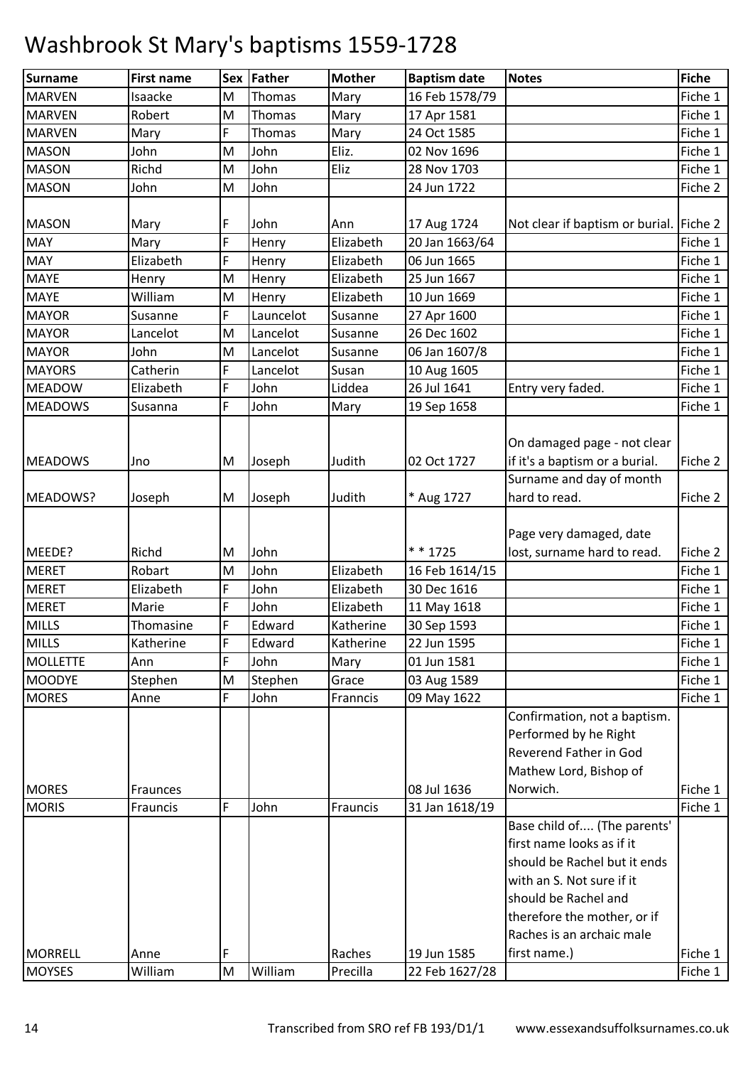# Washbrook St Mary's baptisms 1559-1728

| Surname | First name | Sex | Father | Mother | Baptism date | Notes | Fiche |
|---|---|---|---|---|---|---|---|
| MARVEN | Isaacke | M | Thomas | Mary | 16 Feb 1578/79 | | Fiche 1 |
| MARVEN | Robert | M | Thomas | Mary | 17 Apr 1581 | | Fiche 1 |
| MARVEN | Mary | F | Thomas | Mary | 24 Oct 1585 | | Fiche 1 |
| MASON | John | M | John | Eliz. | 02 Nov 1696 | | Fiche 1 |
| MASON | Richd | M | John | Eliz | 28 Nov 1703 | | Fiche 1 |
| MASON | John | M | John | | 24 Jun 1722 | | Fiche 2 |
| MASON | Mary | F | John | Ann | 17 Aug 1724 | Not clear if baptism or burial. | Fiche 2 |
| MAY | Mary | F | Henry | Elizabeth | 20 Jan 1663/64 | | Fiche 1 |
| MAY | Elizabeth | F | Henry | Elizabeth | 06 Jun 1665 | | Fiche 1 |
| MAYE | Henry | M | Henry | Elizabeth | 25 Jun 1667 | | Fiche 1 |
| MAYE | William | M | Henry | Elizabeth | 10 Jun 1669 | | Fiche 1 |
| MAYOR | Susanne | F | Launcelot | Susanne | 27 Apr 1600 | | Fiche 1 |
| MAYOR | Lancelot | M | Lancelot | Susanne | 26 Dec 1602 | | Fiche 1 |
| MAYOR | John | M | Lancelot | Susanne | 06 Jan 1607/8 | | Fiche 1 |
| MAYORS | Catherin | F | Lancelot | Susan | 10 Aug 1605 | | Fiche 1 |
| MEADOW | Elizabeth | F | John | Liddea | 26 Jul 1641 | Entry very faded. | Fiche 1 |
| MEADOWS | Susanna | F | John | Mary | 19 Sep 1658 | | Fiche 1 |
| MEADOWS | Jno | M | Joseph | Judith | 02 Oct 1727 | On damaged page - not clear if it's a baptism or a burial. | Fiche 2 |
| MEADOWS? | Joseph | M | Joseph | Judith | * Aug 1727 | Surname and day of month hard to read. | Fiche 2 |
| MEEDE? | Richd | M | John | | * * 1725 | Page very damaged, date lost, surname hard to read. | Fiche 2 |
| MERET | Robart | M | John | Elizabeth | 16 Feb 1614/15 | | Fiche 1 |
| MERET | Elizabeth | F | John | Elizabeth | 30 Dec 1616 | | Fiche 1 |
| MERET | Marie | F | John | Elizabeth | 11 May 1618 | | Fiche 1 |
| MILLS | Thomasine | F | Edward | Katherine | 30 Sep 1593 | | Fiche 1 |
| MILLS | Katherine | F | Edward | Katherine | 22 Jun 1595 | | Fiche 1 |
| MOLLETTE | Ann | F | John | Mary | 01 Jun 1581 | | Fiche 1 |
| MOODYE | Stephen | M | Stephen | Grace | 03 Aug 1589 | | Fiche 1 |
| MORES | Anne | F | John | Franncis | 09 May 1622 | | Fiche 1 |
| MORES | Fraunces | | | | 08 Jul 1636 | Confirmation, not a baptism. Performed by he Right Reverend Father in God Mathew Lord, Bishop of Norwich. | Fiche 1 |
| MORIS | Frauncis | F | John | Frauncis | 31 Jan 1618/19 | | Fiche 1 |
| MORRELL | Anne | F | | Raches | 19 Jun 1585 | Base child of.... (The parents' first name looks as if it should be Rachel but it ends with an S. Not sure if it should be Rachel and therefore the mother, or if Raches is an archaic male first name.) | Fiche 1 |
| MOYSES | William | M | William | Precilla | 22 Feb 1627/28 | | Fiche 1 |

Transcribed from SRO ref FB 193/D1/1 www.essexandsuffolksurnames.co.uk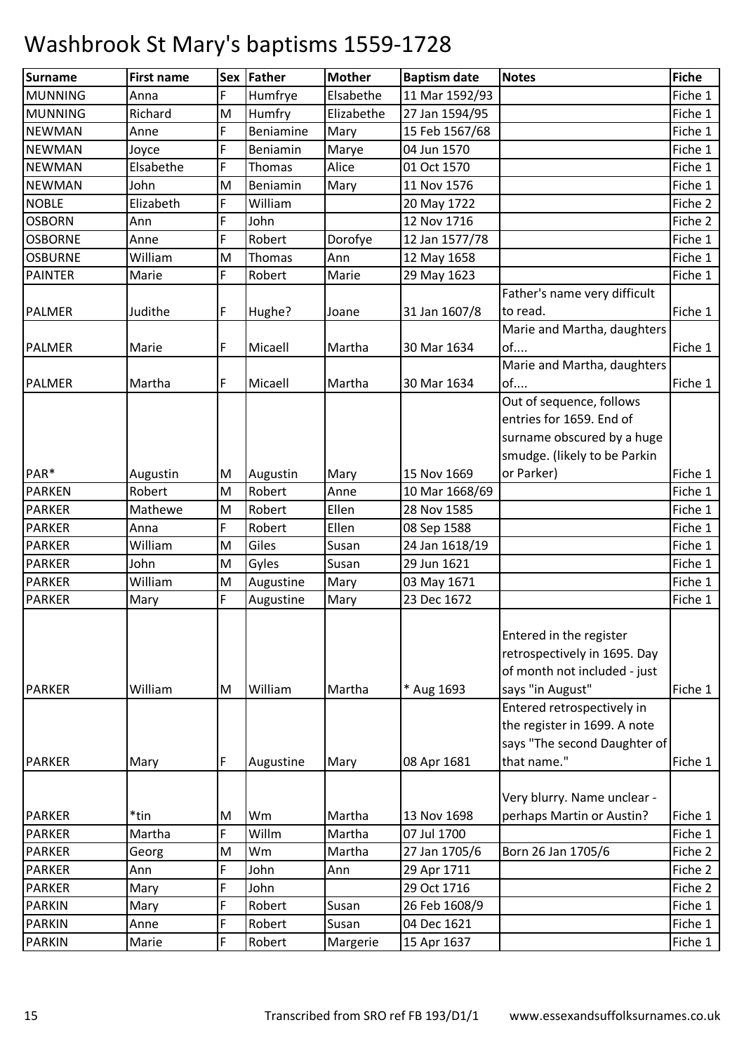# Washbrook St Mary's baptisms 1559-1728

| Surname | First name | Sex | Father | Mother | Baptism date | Notes | Fiche |
|---|---|---|---|---|---|---|---|
| MUNNING | Anna | F | Humfrye | Elsabethe | 11 Mar 1592/93 | | Fiche 1 |
| MUNNING | Richard | M | Humfry | Elizabethe | 27 Jan 1594/95 | | Fiche 1 |
| NEWMAN | Anne | F | Beniamine | Mary | 15 Feb 1567/68 | | Fiche 1 |
| NEWMAN | Joyce | F | Beniamin | Marye | 04 Jun 1570 | | Fiche 1 |
| NEWMAN | Elsabethe | F | Thomas | Alice | 01 Oct 1570 | | Fiche 1 |
| NEWMAN | John | M | Beniamin | Mary | 11 Nov 1576 | | Fiche 1 |
| NOBLE | Elizabeth | F | William | | 20 May 1722 | | Fiche 2 |
| OSBORN | Ann | F | John | | 12 Nov 1716 | | Fiche 2 |
| OSBORNE | Anne | F | Robert | Dorofye | 12 Jan 1577/78 | | Fiche 1 |
| OSBURNE | William | M | Thomas | Ann | 12 May 1658 | | Fiche 1 |
| PAINTER | Marie | F | Robert | Marie | 29 May 1623 | | Fiche 1 |
| PALMER | Judithe | F | Hughe? | Joane | 31 Jan 1607/8 | Father's name very difficult to read. | Fiche 1 |
| PALMER | Marie | F | Micaell | Martha | 30 Mar 1634 | Marie and Martha, daughters of.... | Fiche 1 |
| PALMER | Martha | F | Micaell | Martha | 30 Mar 1634 | Marie and Martha, daughters of.... | Fiche 1 |
| PAR* | Augustin | M | Augustin | Mary | 15 Nov 1669 | Out of sequence, follows entries for 1659. End of surname obscured by a huge smudge. (likely to be Parkin or Parker) | Fiche 1 |
| PARKEN | Robert | M | Robert | Anne | 10 Mar 1668/69 | | Fiche 1 |
| PARKER | Mathewe | M | Robert | Ellen | 28 Nov 1585 | | Fiche 1 |
| PARKER | Anna | F | Robert | Ellen | 08 Sep 1588 | | Fiche 1 |
| PARKER | William | M | Giles | Susan | 24 Jan 1618/19 | | Fiche 1 |
| PARKER | John | M | Gyles | Susan | 29 Jun 1621 | | Fiche 1 |
| PARKER | William | M | Augustine | Mary | 03 May 1671 | | Fiche 1 |
| PARKER | Mary | F | Augustine | Mary | 23 Dec 1672 | | Fiche 1 |
| PARKER | William | M | William | Martha | * Aug 1693 | Entered in the register retrospectively in 1695. Day of month not included - just says "in August" | Fiche 1 |
| PARKER | Mary | F | Augustine | Mary | 08 Apr 1681 | Entered retrospectively in the register in 1699. A note says "The second Daughter of that name." | Fiche 1 |
| PARKER | *tin | M | Wm | Martha | 13 Nov 1698 | Very blurry. Name unclear - perhaps Martin or Austin? | Fiche 1 |
| PARKER | Martha | F | Willm | Martha | 07 Jul 1700 | | Fiche 1 |
| PARKER | Georg | M | Wm | Martha | 27 Jan 1705/6 | Born 26 Jan 1705/6 | Fiche 2 |
| PARKER | Ann | F | John | Ann | 29 Apr 1711 | | Fiche 2 |
| PARKER | Mary | F | John | | 29 Oct 1716 | | Fiche 2 |
| PARKIN | Mary | F | Robert | Susan | 26 Feb 1608/9 | | Fiche 1 |
| PARKIN | Anne | F | Robert | Susan | 04 Dec 1621 | | Fiche 1 |
| PARKIN | Marie | F | Robert | Margerie | 15 Apr 1637 | | Fiche 1 |

Transcribed from SRO ref FB 193/D1/1 www.essexandsuffolksurnames.co.uk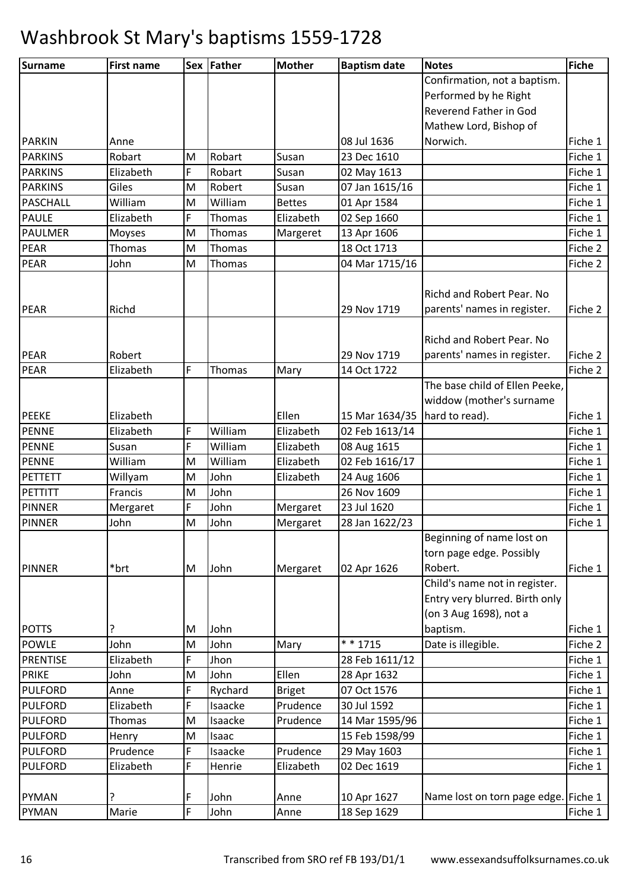# Washbrook St Mary's baptisms 1559-1728

| Surname | First name | Sex | Father | Mother | Baptism date | Notes | Fiche |
|---|---|---|---|---|---|---|---|
| PARKIN | Anne | | | | 08 Jul 1636 | Confirmation, not a baptism. Performed by he Right Reverend Father in God Mathew Lord, Bishop of Norwich. | Fiche 1 |
| PARKINS | Robart | M | Robart | Susan | 23 Dec 1610 | | Fiche 1 |
| PARKINS | Elizabeth | F | Robart | Susan | 02 May 1613 | | Fiche 1 |
| PARKINS | Giles | M | Robert | Susan | 07 Jan 1615/16 | | Fiche 1 |
| PASCHALL | William | M | William | Bettes | 01 Apr 1584 | | Fiche 1 |
| PAULE | Elizabeth | F | Thomas | Elizabeth | 02 Sep 1660 | | Fiche 1 |
| PAULMER | Moyses | M | Thomas | Margeret | 13 Apr 1606 | | Fiche 1 |
| PEAR | Thomas | M | Thomas | | 18 Oct 1713 | | Fiche 2 |
| PEAR | John | M | Thomas | | 04 Mar 1715/16 | | Fiche 2 |
| PEAR | Richd | | | | 29 Nov 1719 | Richd and Robert Pear. No parents' names in register. | Fiche 2 |
| PEAR | Robert | | | | 29 Nov 1719 | Richd and Robert Pear. No parents' names in register. | Fiche 2 |
| PEAR | Elizabeth | F | Thomas | Mary | 14 Oct 1722 | | Fiche 2 |
| PEEKE | Elizabeth | | | Ellen | 15 Mar 1634/35 | The base child of Ellen Peeke, widdow (mother's surname hard to read). | Fiche 1 |
| PENNE | Elizabeth | F | William | Elizabeth | 02 Feb 1613/14 | | Fiche 1 |
| PENNE | Susan | F | William | Elizabeth | 08 Aug 1615 | | Fiche 1 |
| PENNE | William | M | William | Elizabeth | 02 Feb 1616/17 | | Fiche 1 |
| PETTETT | Willyam | M | John | Elizabeth | 24 Aug 1606 | | Fiche 1 |
| PETTITT | Francis | M | John | | 26 Nov 1609 | | Fiche 1 |
| PINNER | Mergaret | F | John | Mergaret | 23 Jul 1620 | | Fiche 1 |
| PINNER | John | M | John | Mergaret | 28 Jan 1622/23 | | Fiche 1 |
| PINNER | *brt | M | John | Mergaret | 02 Apr 1626 | Beginning of name lost on torn page edge. Possibly Robert. | Fiche 1 |
| POTTS | ? | M | John | | | Child's name not in register. Entry very blurred. Birth only (on 3 Aug 1698), not a baptism. | Fiche 1 |
| POWLE | John | M | John | Mary | * * 1715 | Date is illegible. | Fiche 2 |
| PRENTISE | Elizabeth | F | Jhon | | 28 Feb 1611/12 | | Fiche 1 |
| PRIKE | John | M | John | Ellen | 28 Apr 1632 | | Fiche 1 |
| PULFORD | Anne | F | Rychard | Briget | 07 Oct 1576 | | Fiche 1 |
| PULFORD | Elizabeth | F | Isaacke | Prudence | 30 Jul 1592 | | Fiche 1 |
| PULFORD | Thomas | M | Isaacke | Prudence | 14 Mar 1595/96 | | Fiche 1 |
| PULFORD | Henry | M | Isaac | | 15 Feb 1598/99 | | Fiche 1 |
| PULFORD | Prudence | F | Isaacke | Prudence | 29 May 1603 | | Fiche 1 |
| PULFORD | Elizabeth | F | Henrie | Elizabeth | 02 Dec 1619 | | Fiche 1 |
| PYMAN | ? | F | John | Anne | 10 Apr 1627 | Name lost on torn page edge. | Fiche 1 |
| PYMAN | Marie | F | John | Anne | 18 Sep 1629 | | Fiche 1 |

Transcribed from SRO ref FB 193/D1/1 www.essexandsuffolksurnames.co.uk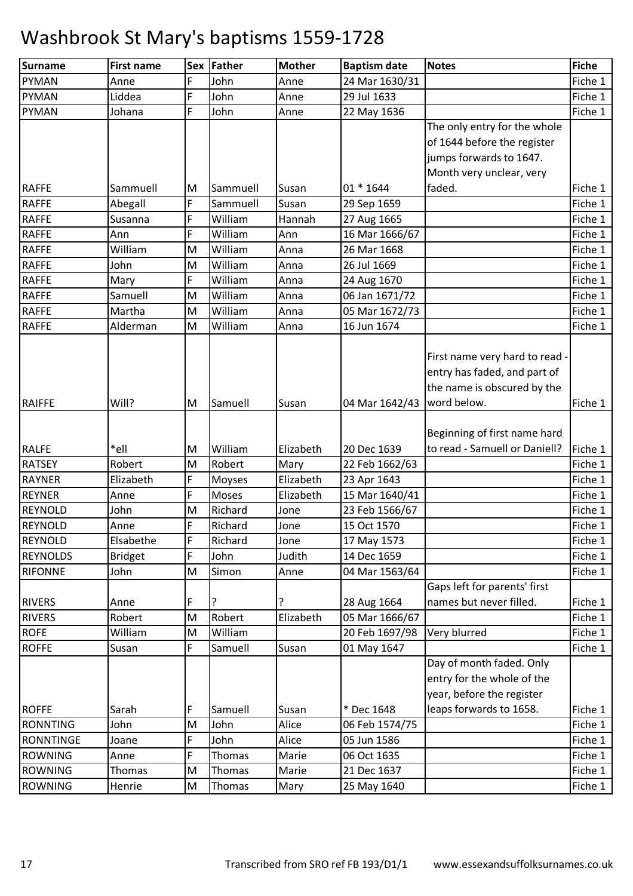# Washbrook St Mary's baptisms 1559-1728

| Surname | First name | Sex | Father | Mother | Baptism date | Notes | Fiche |
|---|---|---|---|---|---|---|---|
| PYMAN | Anne | F | John | Anne | 24 Mar 1630/31 | | Fiche 1 |
| PYMAN | Liddea | F | John | Anne | 29 Jul 1633 | | Fiche 1 |
| PYMAN | Johana | F | John | Anne | 22 May 1636 | | Fiche 1 |
| RAFFE | Sammuell | M | Sammuell | Susan | 01 * 1644 | The only entry for the whole of 1644 before the register jumps forwards to 1647. Month very unclear, very faded. | Fiche 1 |
| RAFFE | Abegall | F | Sammuell | Susan | 29 Sep 1659 | | Fiche 1 |
| RAFFE | Susanna | F | William | Hannah | 27 Aug 1665 | | Fiche 1 |
| RAFFE | Ann | F | William | Ann | 16 Mar 1666/67 | | Fiche 1 |
| RAFFE | William | M | William | Anna | 26 Mar 1668 | | Fiche 1 |
| RAFFE | John | M | William | Anna | 26 Jul 1669 | | Fiche 1 |
| RAFFE | Mary | F | William | Anna | 24 Aug 1670 | | Fiche 1 |
| RAFFE | Samuell | M | William | Anna | 06 Jan 1671/72 | | Fiche 1 |
| RAFFE | Martha | M | William | Anna | 05 Mar 1672/73 | | Fiche 1 |
| RAFFE | Alderman | M | William | Anna | 16 Jun 1674 | | Fiche 1 |
| RAIFFE | Will? | M | Samuell | Susan | 04 Mar 1642/43 | First name very hard to read - entry has faded, and part of the name is obscured by the word below. | Fiche 1 |
| RALFE | *ell | M | William | Elizabeth | 20 Dec 1639 | Beginning of first name hard to read - Samuell or Daniell? | Fiche 1 |
| RATSEY | Robert | M | Robert | Mary | 22 Feb 1662/63 | | Fiche 1 |
| RAYNER | Elizabeth | F | Moyses | Elizabeth | 23 Apr 1643 | | Fiche 1 |
| REYNER | Anne | F | Moses | Elizabeth | 15 Mar 1640/41 | | Fiche 1 |
| REYNOLD | John | M | Richard | Jone | 23 Feb 1566/67 | | Fiche 1 |
| REYNOLD | Anne | F | Richard | Jone | 15 Oct 1570 | | Fiche 1 |
| REYNOLD | Elsabethe | F | Richard | Jone | 17 May 1573 | | Fiche 1 |
| REYNOLDS | Bridget | F | John | Judith | 14 Dec 1659 | | Fiche 1 |
| RIFONNE | John | M | Simon | Anne | 04 Mar 1563/64 | | Fiche 1 |
| RIVERS | Anne | F | ? | ? | 28 Aug 1664 | Gaps left for parents' first names but never filled. | Fiche 1 |
| RIVERS | Robert | M | Robert | Elizabeth | 05 Mar 1666/67 | | Fiche 1 |
| ROFE | William | M | William | | 20 Feb 1697/98 | Very blurred | Fiche 1 |
| ROFFE | Susan | F | Samuell | Susan | 01 May 1647 | | Fiche 1 |
| ROFFE | Sarah | F | Samuell | Susan | * Dec 1648 | Day of month faded. Only entry for the whole of the year, before the register leaps forwards to 1658. | Fiche 1 |
| RONNTING | John | M | John | Alice | 06 Feb 1574/75 | | Fiche 1 |
| RONNTINGE | Joane | F | John | Alice | 05 Jun 1586 | | Fiche 1 |
| ROWNING | Anne | F | Thomas | Marie | 06 Oct 1635 | | Fiche 1 |
| ROWNING | Thomas | M | Thomas | Marie | 21 Dec 1637 | | Fiche 1 |
| ROWNING | Henrie | M | Thomas | Mary | 25 May 1640 | | Fiche 1 |

Transcribed from SRO ref FB 193/D1/1 www.essexandsuffolksurnames.co.uk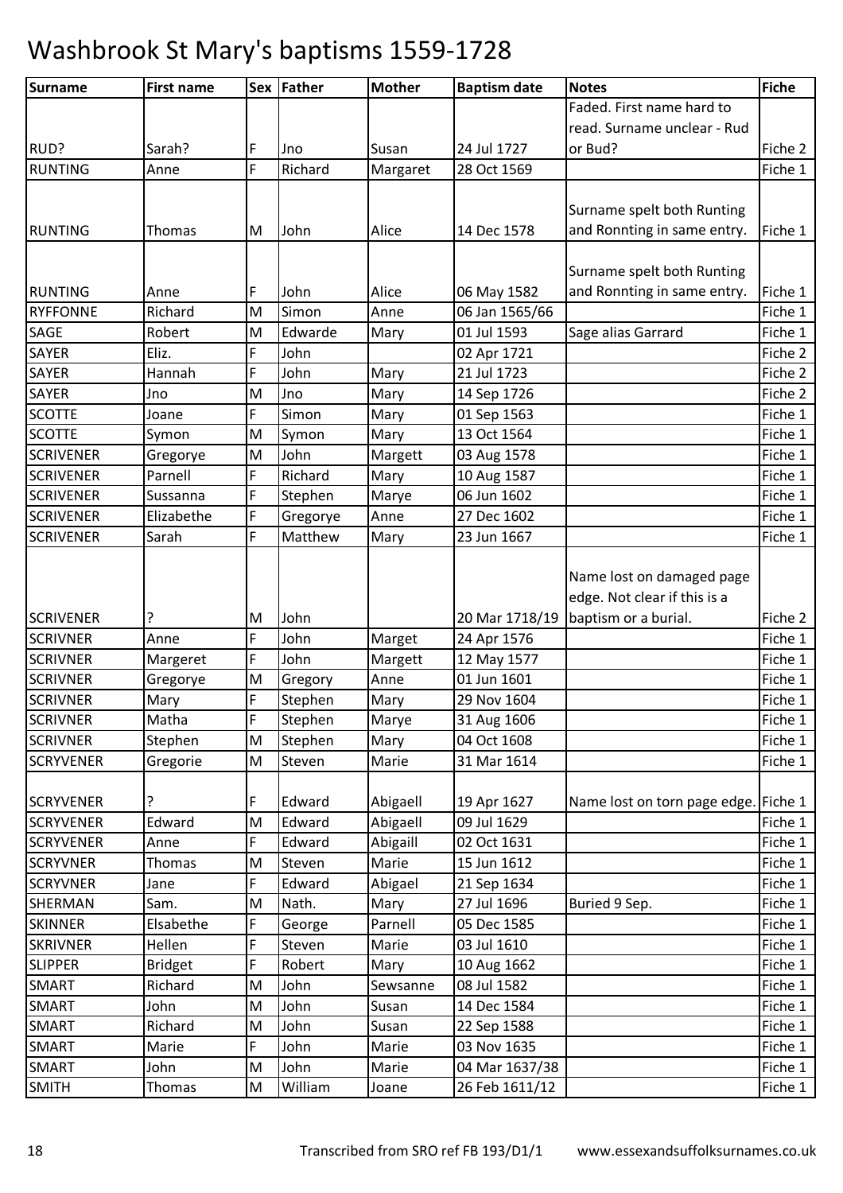# Washbrook St Mary's baptisms 1559-1728

| Surname | First name | Sex | Father | Mother | Baptism date | Notes | Fiche |
|---|---|---|---|---|---|---|---|
| RUD? | Sarah? | F | Jno | Susan | 24 Jul 1727 | Faded. First name hard to read. Surname unclear - Rud or Bud? | Fiche 2 |
| RUNTING | Anne | F | Richard | Margaret | 28 Oct 1569 | | Fiche 1 |
| RUNTING | Thomas | M | John | Alice | 14 Dec 1578 | Surname spelt both Runting and Ronnting in same entry. | Fiche 1 |
| RUNTING | Anne | F | John | Alice | 06 May 1582 | Surname spelt both Runting and Ronnting in same entry. | Fiche 1 |
| RYFFONNE | Richard | M | Simon | Anne | 06 Jan 1565/66 | | Fiche 1 |
| SAGE | Robert | M | Edwarde | Mary | 01 Jul 1593 | Sage alias Garrard | Fiche 1 |
| SAYER | Eliz. | F | John | | 02 Apr 1721 | | Fiche 2 |
| SAYER | Hannah | F | John | Mary | 21 Jul 1723 | | Fiche 2 |
| SAYER | Jno | M | Jno | Mary | 14 Sep 1726 | | Fiche 2 |
| SCOTTE | Joane | F | Simon | Mary | 01 Sep 1563 | | Fiche 1 |
| SCOTTE | Symon | M | Symon | Mary | 13 Oct 1564 | | Fiche 1 |
| SCRIVENER | Gregorye | M | John | Margett | 03 Aug 1578 | | Fiche 1 |
| SCRIVENER | Parnell | F | Richard | Mary | 10 Aug 1587 | | Fiche 1 |
| SCRIVENER | Sussanna | F | Stephen | Marye | 06 Jun 1602 | | Fiche 1 |
| SCRIVENER | Elizabethe | F | Gregorye | Anne | 27 Dec 1602 | | Fiche 1 |
| SCRIVENER | Sarah | F | Matthew | Mary | 23 Jun 1667 | | Fiche 1 |
| SCRIVENER | ? | M | John | | 20 Mar 1718/19 | Name lost on damaged page edge. Not clear if this is a baptism or a burial. | Fiche 2 |
| SCRIVNER | Anne | F | John | Marget | 24 Apr 1576 | | Fiche 1 |
| SCRIVNER | Margeret | F | John | Margett | 12 May 1577 | | Fiche 1 |
| SCRIVNER | Gregorye | M | Gregory | Anne | 01 Jun 1601 | | Fiche 1 |
| SCRIVNER | Mary | F | Stephen | Mary | 29 Nov 1604 | | Fiche 1 |
| SCRIVNER | Matha | F | Stephen | Marye | 31 Aug 1606 | | Fiche 1 |
| SCRIVNER | Stephen | M | Stephen | Mary | 04 Oct 1608 | | Fiche 1 |
| SCRYVENER | Gregorie | M | Steven | Marie | 31 Mar 1614 | | Fiche 1 |
| SCRYVENER | ? | F | Edward | Abigaell | 19 Apr 1627 | Name lost on torn page edge. | Fiche 1 |
| SCRYVENER | Edward | M | Edward | Abigaell | 09 Jul 1629 | | Fiche 1 |
| SCRYVENER | Anne | F | Edward | Abigaill | 02 Oct 1631 | | Fiche 1 |
| SCRYVNER | Thomas | M | Steven | Marie | 15 Jun 1612 | | Fiche 1 |
| SCRYVNER | Jane | F | Edward | Abigael | 21 Sep 1634 | | Fiche 1 |
| SHERMAN | Sam. | M | Nath. | Mary | 27 Jul 1696 | Buried 9 Sep. | Fiche 1 |
| SKINNER | Elsabethe | F | George | Parnell | 05 Dec 1585 | | Fiche 1 |
| SKRIVNER | Hellen | F | Steven | Marie | 03 Jul 1610 | | Fiche 1 |
| SLIPPER | Bridget | F | Robert | Mary | 10 Aug 1662 | | Fiche 1 |
| SMART | Richard | M | John | Sewsanne | 08 Jul 1582 | | Fiche 1 |
| SMART | John | M | John | Susan | 14 Dec 1584 | | Fiche 1 |
| SMART | Richard | M | John | Susan | 22 Sep 1588 | | Fiche 1 |
| SMART | Marie | F | John | Marie | 03 Nov 1635 | | Fiche 1 |
| SMART | John | M | John | Marie | 04 Mar 1637/38 | | Fiche 1 |
| SMITH | Thomas | M | William | Joane | 26 Feb 1611/12 | | Fiche 1 |

Transcribed from SRO ref FB 193/D1/1 www.essexandsuffolksurnames.co.uk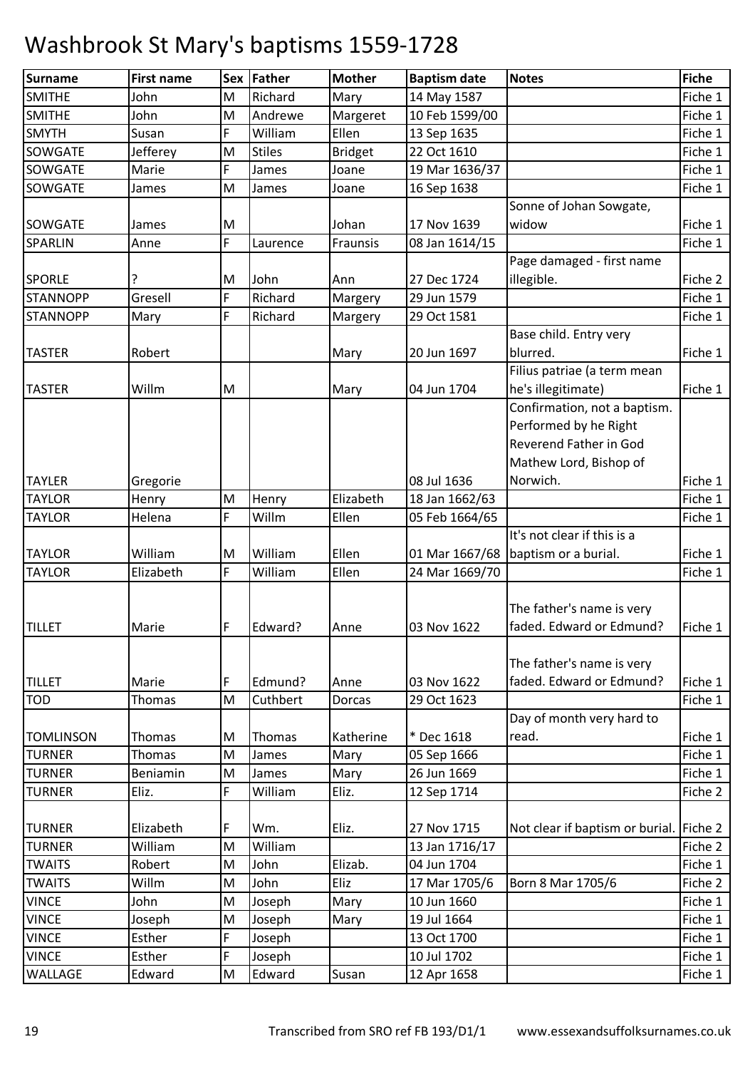# Washbrook St Mary's baptisms 1559-1728

| Surname | First name | Sex | Father | Mother | Baptism date | Notes | Fiche |
|---|---|---|---|---|---|---|---|
| SMITHE | John | M | Richard | Mary | 14 May 1587 | | Fiche 1 |
| SMITHE | John | M | Andrewe | Margeret | 10 Feb 1599/00 | | Fiche 1 |
| SMYTH | Susan | F | William | Ellen | 13 Sep 1635 | | Fiche 1 |
| SOWGATE | Jefferey | M | Stiles | Bridget | 22 Oct 1610 | | Fiche 1 |
| SOWGATE | Marie | F | James | Joane | 19 Mar 1636/37 | | Fiche 1 |
| SOWGATE | James | M | James | Joane | 16 Sep 1638 | | Fiche 1 |
| SOWGATE | James | M | | Johan | 17 Nov 1639 | Sonne of Johan Sowgate, widow | Fiche 1 |
| SPARLIN | Anne | F | Laurence | Fraunsis | 08 Jan 1614/15 | | Fiche 1 |
| SPORLE | ? | M | John | Ann | 27 Dec 1724 | Page damaged - first name illegible. | Fiche 2 |
| STANNOPP | Gresell | F | Richard | Margery | 29 Jun 1579 | | Fiche 1 |
| STANNOPP | Mary | F | Richard | Margery | 29 Oct 1581 | | Fiche 1 |
| TASTER | Robert | | | Mary | 20 Jun 1697 | Base child. Entry very blurred. | Fiche 1 |
| TASTER | Willm | M | | Mary | 04 Jun 1704 | Filius patriae (a term mean he's illegitimate) | Fiche 1 |
| TAYLER | Gregorie | | | | 08 Jul 1636 | Confirmation, not a baptism. Performed by he Right Reverend Father in God Mathew Lord, Bishop of Norwich. | Fiche 1 |
| TAYLOR | Henry | M | Henry | Elizabeth | 18 Jan 1662/63 | | Fiche 1 |
| TAYLOR | Helena | F | Willm | Ellen | 05 Feb 1664/65 | | Fiche 1 |
| TAYLOR | William | M | William | Ellen | 01 Mar 1667/68 | It's not clear if this is a baptism or a burial. | Fiche 1 |
| TAYLOR | Elizabeth | F | William | Ellen | 24 Mar 1669/70 | | Fiche 1 |
| TILLET | Marie | F | Edward? | Anne | 03 Nov 1622 | The father's name is very faded. Edward or Edmund? | Fiche 1 |
| TILLET | Marie | F | Edmund? | Anne | 03 Nov 1622 | The father's name is very faded. Edward or Edmund? | Fiche 1 |
| TOD | Thomas | M | Cuthbert | Dorcas | 29 Oct 1623 | | Fiche 1 |
| TOMLINSON | Thomas | M | Thomas | Katherine | * Dec 1618 | Day of month very hard to read. | Fiche 1 |
| TURNER | Thomas | M | James | Mary | 05 Sep 1666 | | Fiche 1 |
| TURNER | Beniamin | M | James | Mary | 26 Jun 1669 | | Fiche 1 |
| TURNER | Eliz. | F | William | Eliz. | 12 Sep 1714 | | Fiche 2 |
| TURNER | Elizabeth | F | Wm. | Eliz. | 27 Nov 1715 | Not clear if baptism or burial. | Fiche 2 |
| TURNER | William | M | William | | 13 Jan 1716/17 | | Fiche 2 |
| TWAITS | Robert | M | John | Elizab. | 04 Jun 1704 | | Fiche 1 |
| TWAITS | Willm | M | John | Eliz | 17 Mar 1705/6 | Born 8 Mar 1705/6 | Fiche 2 |
| VINCE | John | M | Joseph | Mary | 10 Jun 1660 | | Fiche 1 |
| VINCE | Joseph | M | Joseph | Mary | 19 Jul 1664 | | Fiche 1 |
| VINCE | Esther | F | Joseph | | 13 Oct 1700 | | Fiche 1 |
| VINCE | Esther | F | Joseph | | 10 Jul 1702 | | Fiche 1 |
| WALLAGE | Edward | M | Edward | Susan | 12 Apr 1658 | | Fiche 1 |

Transcribed from SRO ref FB 193/D1/1 www.essexandsuffolksurnames.co.uk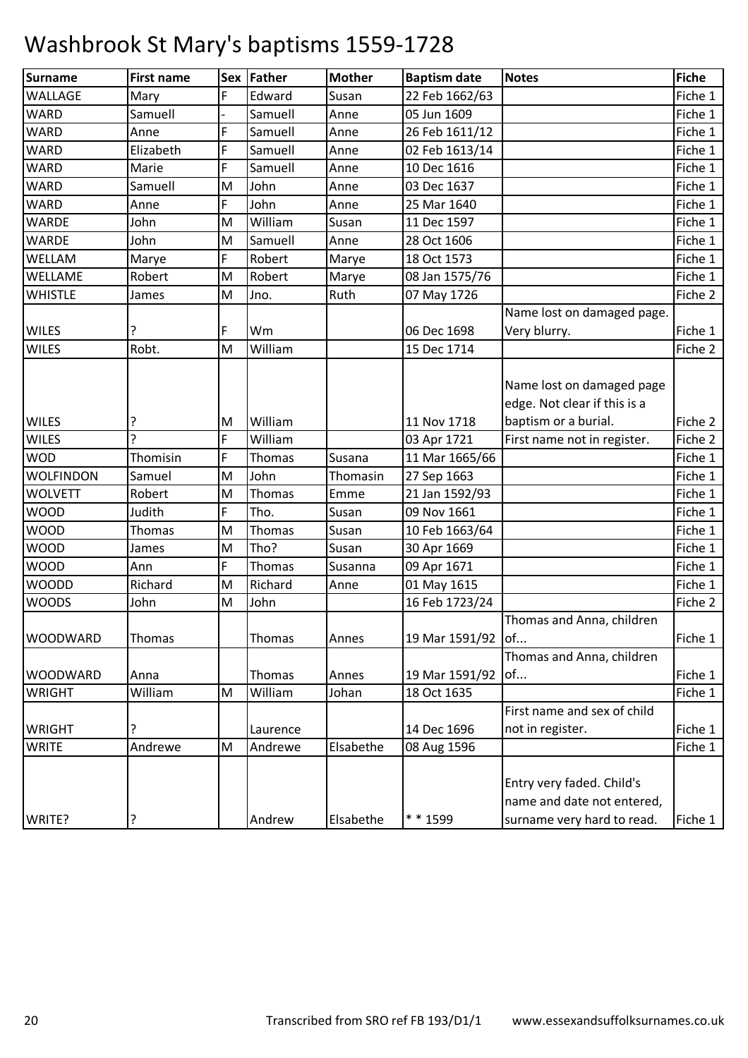# Washbrook St Mary's baptisms 1559-1728

| Surname | First name | Sex | Father | Mother | Baptism date | Notes | Fiche |
|---|---|---|---|---|---|---|---|
| WALLAGE | Mary | F | Edward | Susan | 22 Feb 1662/63 | | Fiche 1 |
| WARD | Samuell | - | Samuell | Anne | 05 Jun 1609 | | Fiche 1 |
| WARD | Anne | F | Samuell | Anne | 26 Feb 1611/12 | | Fiche 1 |
| WARD | Elizabeth | F | Samuell | Anne | 02 Feb 1613/14 | | Fiche 1 |
| WARD | Marie | F | Samuell | Anne | 10 Dec 1616 | | Fiche 1 |
| WARD | Samuell | M | John | Anne | 03 Dec 1637 | | Fiche 1 |
| WARD | Anne | F | John | Anne | 25 Mar 1640 | | Fiche 1 |
| WARDE | John | M | William | Susan | 11 Dec 1597 | | Fiche 1 |
| WARDE | John | M | Samuell | Anne | 28 Oct 1606 | | Fiche 1 |
| WELLAM | Marye | F | Robert | Marye | 18 Oct 1573 | | Fiche 1 |
| WELLAME | Robert | M | Robert | Marye | 08 Jan 1575/76 | | Fiche 1 |
| WHISTLE | James | M | Jno. | Ruth | 07 May 1726 | | Fiche 2 |
| WILES | ? | F | Wm | | 06 Dec 1698 | Name lost on damaged page. Very blurry. | Fiche 1 |
| WILES | Robt. | M | William | | 15 Dec 1714 | | Fiche 2 |
| WILES | ? | M | William | | 11 Nov 1718 | Name lost on damaged page edge. Not clear if this is a baptism or a burial. | Fiche 2 |
| WILES | ? | F | William | | 03 Apr 1721 | First name not in register. | Fiche 2 |
| WOD | Thomisin | F | Thomas | Susana | 11 Mar 1665/66 | | Fiche 1 |
| WOLFINDON | Samuel | M | John | Thomasin | 27 Sep 1663 | | Fiche 1 |
| WOLVETT | Robert | M | Thomas | Emme | 21 Jan 1592/93 | | Fiche 1 |
| WOOD | Judith | F | Tho. | Susan | 09 Nov 1661 | | Fiche 1 |
| WOOD | Thomas | M | Thomas | Susan | 10 Feb 1663/64 | | Fiche 1 |
| WOOD | James | M | Tho? | Susan | 30 Apr 1669 | | Fiche 1 |
| WOOD | Ann | F | Thomas | Susanna | 09 Apr 1671 | | Fiche 1 |
| WOODD | Richard | M | Richard | Anne | 01 May 1615 | | Fiche 1 |
| WOODS | John | M | John | | 16 Feb 1723/24 | | Fiche 2 |
| WOODWARD | Thomas | | Thomas | Annes | 19 Mar 1591/92 | Thomas and Anna, children of... | Fiche 1 |
| WOODWARD | Anna | | Thomas | Annes | 19 Mar 1591/92 | Thomas and Anna, children of... | Fiche 1 |
| WRIGHT | William | M | William | Johan | 18 Oct 1635 | | Fiche 1 |
| WRIGHT | ? | | Laurence | | 14 Dec 1696 | First name and sex of child not in register. | Fiche 1 |
| WRITE | Andrewe | M | Andrewe | Elsabethe | 08 Aug 1596 | | Fiche 1 |
| WRITE? | ? | | Andrew | Elsabethe | * * 1599 | Entry very faded. Child's name and date not entered, surname very hard to read. | Fiche 1 |

Transcribed from SRO ref FB 193/D1/1 www.essexandsuffolksurnames.co.uk